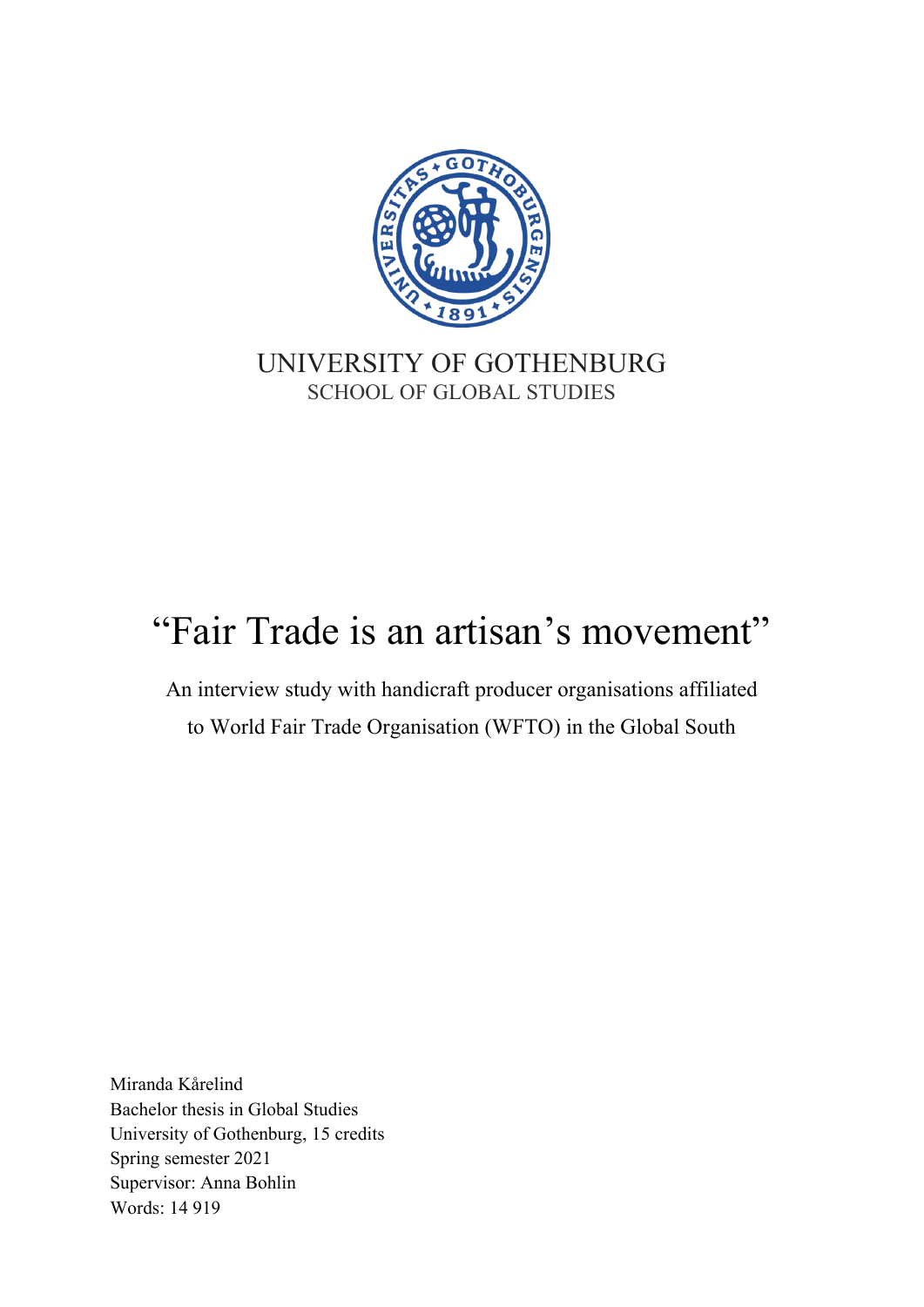UNIVERSITY OF GOTHENBURG
SCHOOL OF GLOBAL STUDIES

# "Fair Trade is an artisan's movement"

An interview study with handicraft producer organisations affiliated to World Fair Trade Organisation (WFTO) in the Global South

Miranda Kårelind
Bachelor thesis in Global Studies
University of Gothenburg, 15 credits
Spring semester 2021
Supervisor: Anna Bohlin
Words: 14 919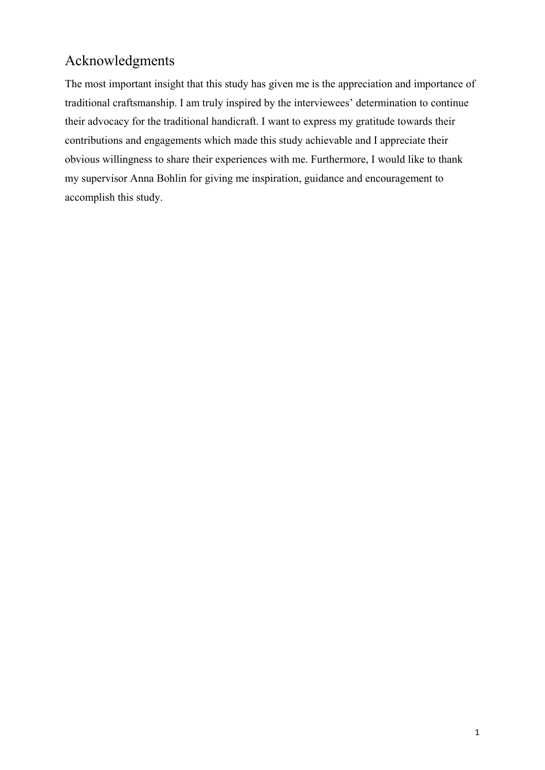## Acknowledgments

The most important insight that this study has given me is the appreciation and importance of traditional craftsmanship. I am truly inspired by the interviewees' determination to continue their advocacy for the traditional handicraft. I want to express my gratitude towards their contributions and engagements which made this study achievable and I appreciate their obvious willingness to share their experiences with me. Furthermore, I would like to thank my supervisor Anna Bohlin for giving me inspiration, guidance and encouragement to accomplish this study.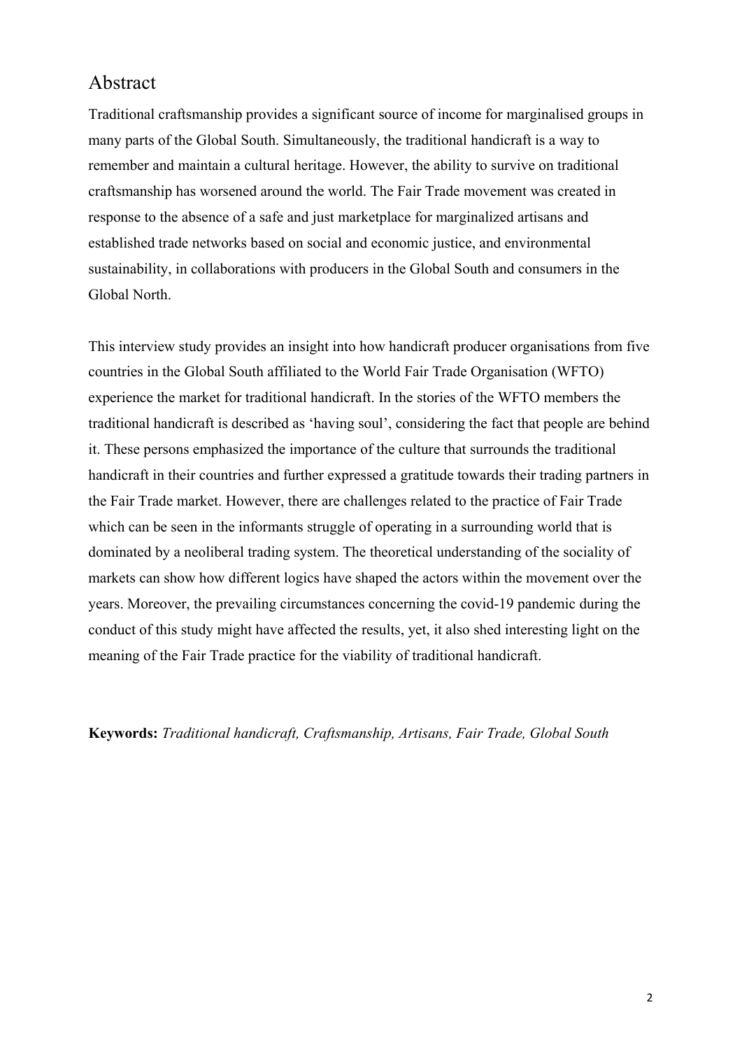# Abstract

Traditional craftsmanship provides a significant source of income for marginalised groups in many parts of the Global South. Simultaneously, the traditional handicraft is a way to remember and maintain a cultural heritage. However, the ability to survive on traditional craftsmanship has worsened around the world. The Fair Trade movement was created in response to the absence of a safe and just marketplace for marginalized artisans and established trade networks based on social and economic justice, and environmental sustainability, in collaborations with producers in the Global South and consumers in the Global North.

This interview study provides an insight into how handicraft producer organisations from five countries in the Global South affiliated to the World Fair Trade Organisation (WFTO) experience the market for traditional handicraft. In the stories of the WFTO members the traditional handicraft is described as 'having soul', considering the fact that people are behind it. These persons emphasized the importance of the culture that surrounds the traditional handicraft in their countries and further expressed a gratitude towards their trading partners in the Fair Trade market. However, there are challenges related to the practice of Fair Trade which can be seen in the informants struggle of operating in a surrounding world that is dominated by a neoliberal trading system. The theoretical understanding of the sociality of markets can show how different logics have shaped the actors within the movement over the years. Moreover, the prevailing circumstances concerning the covid-19 pandemic during the conduct of this study might have affected the results, yet, it also shed interesting light on the meaning of the Fair Trade practice for the viability of traditional handicraft.

**Keywords:** *Traditional handicraft, Craftsmanship, Artisans, Fair Trade, Global South*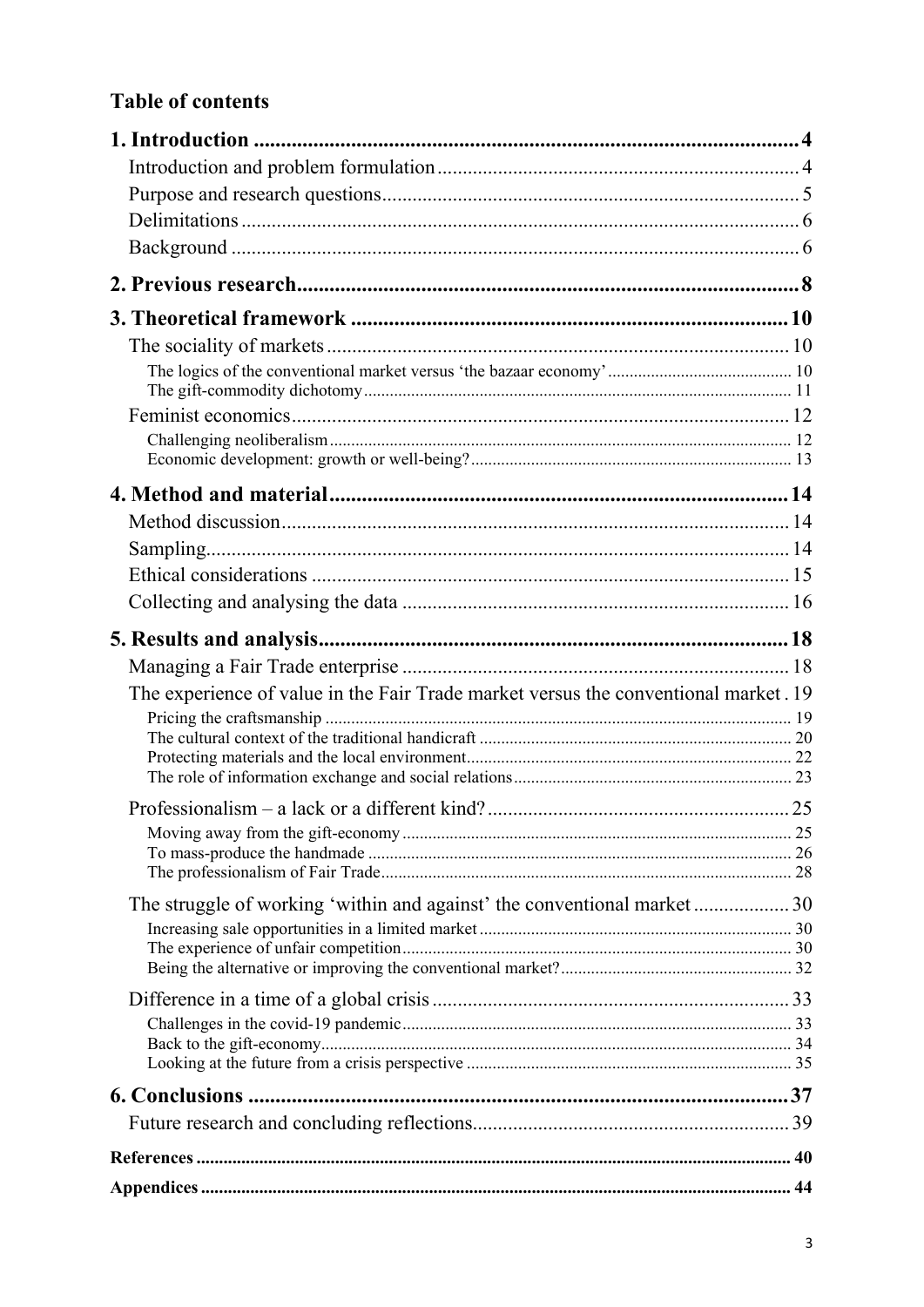## Table of contents

**1. Introduction** ..... **4**

Introduction and problem formulation ..... 4

Purpose and research questions ..... 5

Delimitations ..... 6

Background ..... 6

**2. Previous research** ..... **8**

**3. Theoretical framework** ..... **10**

The sociality of markets ..... 10

The logics of the conventional market versus 'the bazaar economy' ..... 10

The gift-commodity dichotomy ..... 11

Feminist economics ..... 12

Challenging neoliberalism ..... 12

Economic development: growth or well-being? ..... 13

**4. Method and material** ..... **14**

Method discussion ..... 14

Sampling ..... 14

Ethical considerations ..... 15

Collecting and analysing the data ..... 16

**5. Results and analysis** ..... **18**

Managing a Fair Trade enterprise ..... 18

The experience of value in the Fair Trade market versus the conventional market ..... 19

Pricing the craftsmanship ..... 19

The cultural context of the traditional handicraft ..... 20

Protecting materials and the local environment ..... 22

The role of information exchange and social relations ..... 23

Professionalism – a lack or a different kind? ..... 25

Moving away from the gift-economy ..... 25

To mass-produce the handmade ..... 26

The professionalism of Fair Trade ..... 28

The struggle of working 'within and against' the conventional market ..... 30

Increasing sale opportunities in a limited market ..... 30

The experience of unfair competition ..... 30

Being the alternative or improving the conventional market? ..... 32

Difference in a time of a global crisis ..... 33

Challenges in the covid-19 pandemic ..... 33

Back to the gift-economy ..... 34

Looking at the future from a crisis perspective ..... 35

**6. Conclusions** ..... **37**

Future research and concluding reflections ..... 39

**References** ..... **40**

**Appendices** ..... **44**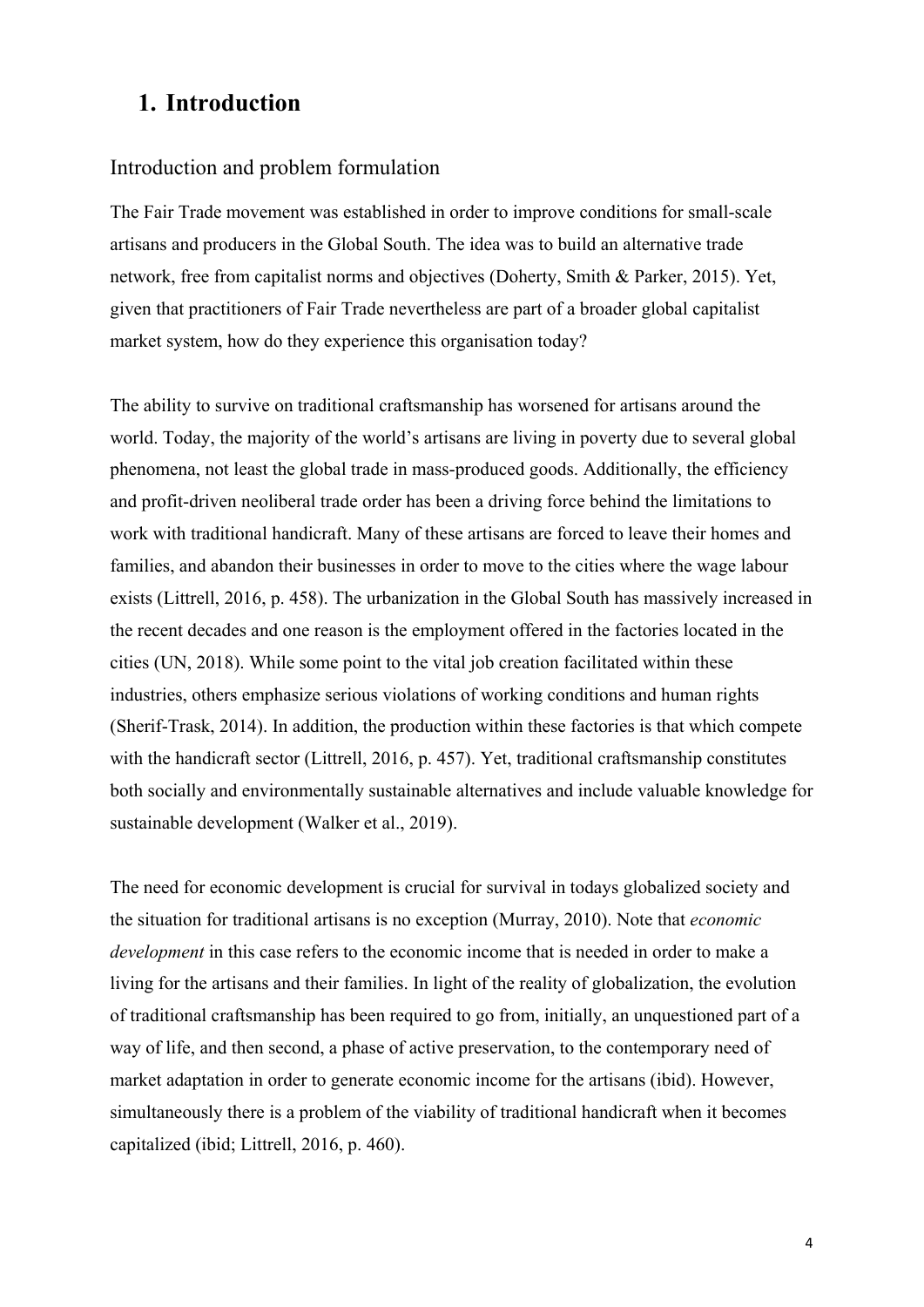# 1. Introduction

## Introduction and problem formulation

The Fair Trade movement was established in order to improve conditions for small-scale artisans and producers in the Global South. The idea was to build an alternative trade network, free from capitalist norms and objectives (Doherty, Smith & Parker, 2015). Yet, given that practitioners of Fair Trade nevertheless are part of a broader global capitalist market system, how do they experience this organisation today?

The ability to survive on traditional craftsmanship has worsened for artisans around the world. Today, the majority of the world's artisans are living in poverty due to several global phenomena, not least the global trade in mass-produced goods. Additionally, the efficiency and profit-driven neoliberal trade order has been a driving force behind the limitations to work with traditional handicraft. Many of these artisans are forced to leave their homes and families, and abandon their businesses in order to move to the cities where the wage labour exists (Littrell, 2016, p. 458). The urbanization in the Global South has massively increased in the recent decades and one reason is the employment offered in the factories located in the cities (UN, 2018). While some point to the vital job creation facilitated within these industries, others emphasize serious violations of working conditions and human rights (Sherif-Trask, 2014). In addition, the production within these factories is that which compete with the handicraft sector (Littrell, 2016, p. 457). Yet, traditional craftsmanship constitutes both socially and environmentally sustainable alternatives and include valuable knowledge for sustainable development (Walker et al., 2019).

The need for economic development is crucial for survival in todays globalized society and the situation for traditional artisans is no exception (Murray, 2010). Note that *economic development* in this case refers to the economic income that is needed in order to make a living for the artisans and their families. In light of the reality of globalization, the evolution of traditional craftsmanship has been required to go from, initially, an unquestioned part of a way of life, and then second, a phase of active preservation, to the contemporary need of market adaptation in order to generate economic income for the artisans (ibid). However, simultaneously there is a problem of the viability of traditional handicraft when it becomes capitalized (ibid; Littrell, 2016, p. 460).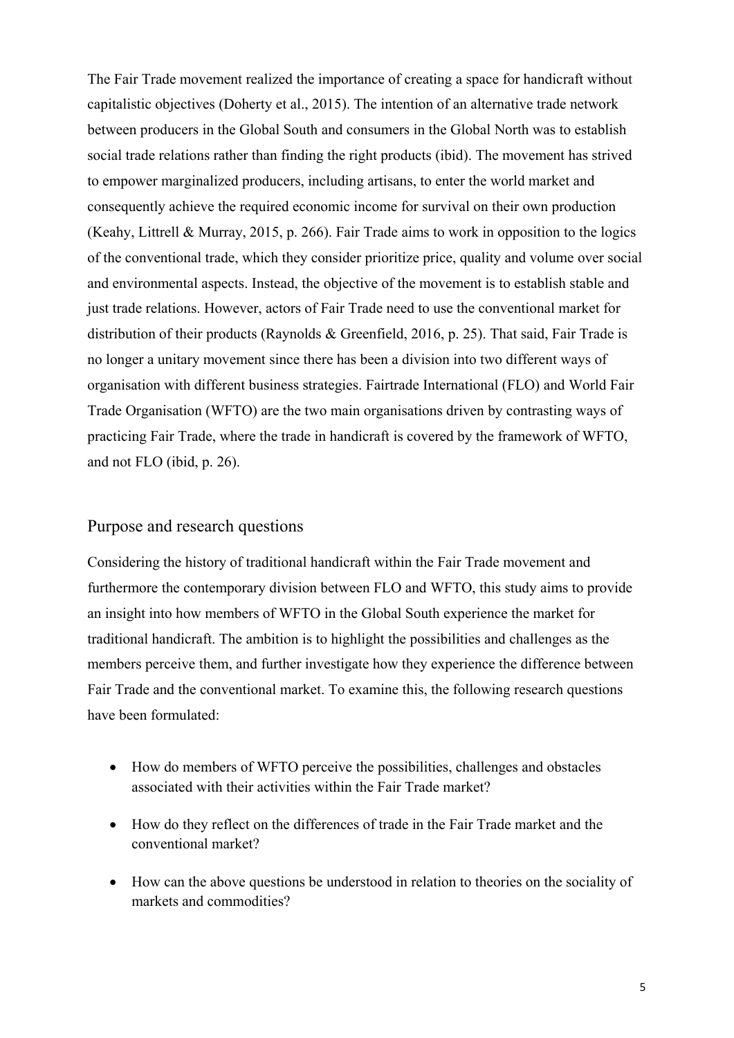The Fair Trade movement realized the importance of creating a space for handicraft without capitalistic objectives (Doherty et al., 2015). The intention of an alternative trade network between producers in the Global South and consumers in the Global North was to establish social trade relations rather than finding the right products (ibid). The movement has strived to empower marginalized producers, including artisans, to enter the world market and consequently achieve the required economic income for survival on their own production (Keahy, Littrell & Murray, 2015, p. 266). Fair Trade aims to work in opposition to the logics of the conventional trade, which they consider prioritize price, quality and volume over social and environmental aspects. Instead, the objective of the movement is to establish stable and just trade relations. However, actors of Fair Trade need to use the conventional market for distribution of their products (Raynolds & Greenfield, 2016, p. 25). That said, Fair Trade is no longer a unitary movement since there has been a division into two different ways of organisation with different business strategies. Fairtrade International (FLO) and World Fair Trade Organisation (WFTO) are the two main organisations driven by contrasting ways of practicing Fair Trade, where the trade in handicraft is covered by the framework of WFTO, and not FLO (ibid, p. 26).

## Purpose and research questions

Considering the history of traditional handicraft within the Fair Trade movement and furthermore the contemporary division between FLO and WFTO, this study aims to provide an insight into how members of WFTO in the Global South experience the market for traditional handicraft. The ambition is to highlight the possibilities and challenges as the members perceive them, and further investigate how they experience the difference between Fair Trade and the conventional market. To examine this, the following research questions have been formulated:

- How do members of WFTO perceive the possibilities, challenges and obstacles associated with their activities within the Fair Trade market?
- How do they reflect on the differences of trade in the Fair Trade market and the conventional market?
- How can the above questions be understood in relation to theories on the sociality of markets and commodities?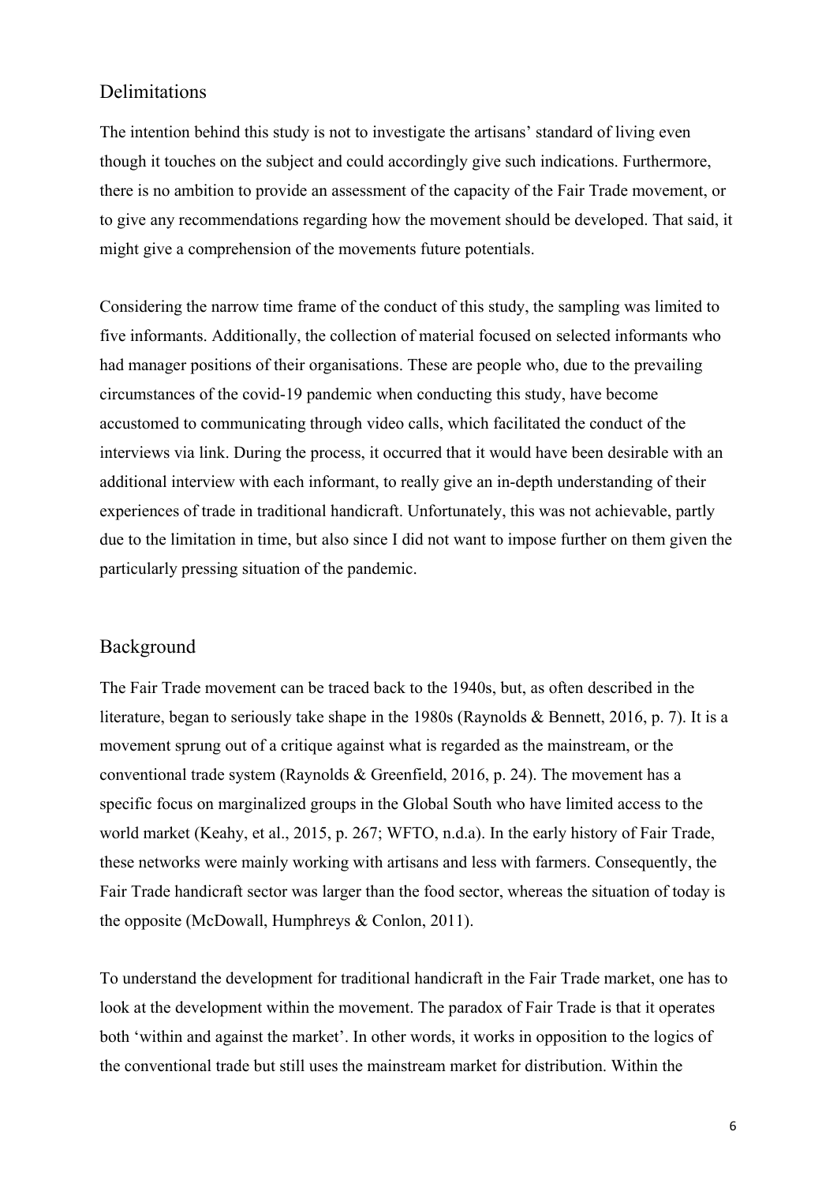## Delimitations

The intention behind this study is not to investigate the artisans' standard of living even though it touches on the subject and could accordingly give such indications. Furthermore, there is no ambition to provide an assessment of the capacity of the Fair Trade movement, or to give any recommendations regarding how the movement should be developed. That said, it might give a comprehension of the movements future potentials.

Considering the narrow time frame of the conduct of this study, the sampling was limited to five informants. Additionally, the collection of material focused on selected informants who had manager positions of their organisations. These are people who, due to the prevailing circumstances of the covid-19 pandemic when conducting this study, have become accustomed to communicating through video calls, which facilitated the conduct of the interviews via link. During the process, it occurred that it would have been desirable with an additional interview with each informant, to really give an in-depth understanding of their experiences of trade in traditional handicraft. Unfortunately, this was not achievable, partly due to the limitation in time, but also since I did not want to impose further on them given the particularly pressing situation of the pandemic.

## Background

The Fair Trade movement can be traced back to the 1940s, but, as often described in the literature, began to seriously take shape in the 1980s (Raynolds & Bennett, 2016, p. 7). It is a movement sprung out of a critique against what is regarded as the mainstream, or the conventional trade system (Raynolds & Greenfield, 2016, p. 24). The movement has a specific focus on marginalized groups in the Global South who have limited access to the world market (Keahy, et al., 2015, p. 267; WFTO, n.d.a). In the early history of Fair Trade, these networks were mainly working with artisans and less with farmers. Consequently, the Fair Trade handicraft sector was larger than the food sector, whereas the situation of today is the opposite (McDowall, Humphreys & Conlon, 2011).

To understand the development for traditional handicraft in the Fair Trade market, one has to look at the development within the movement. The paradox of Fair Trade is that it operates both 'within and against the market'. In other words, it works in opposition to the logics of the conventional trade but still uses the mainstream market for distribution. Within the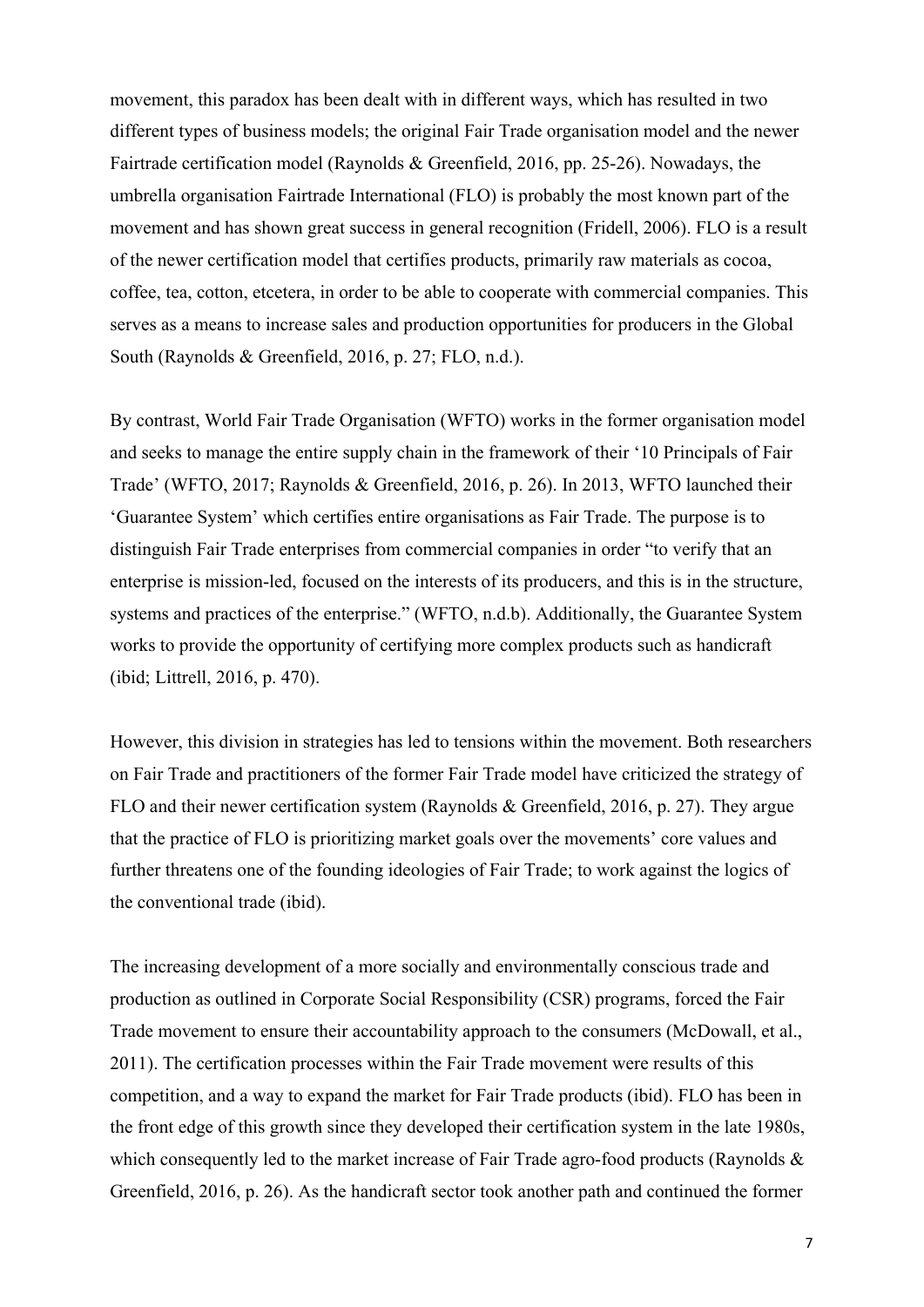movement, this paradox has been dealt with in different ways, which has resulted in two different types of business models; the original Fair Trade organisation model and the newer Fairtrade certification model (Raynolds & Greenfield, 2016, pp. 25-26). Nowadays, the umbrella organisation Fairtrade International (FLO) is probably the most known part of the movement and has shown great success in general recognition (Fridell, 2006). FLO is a result of the newer certification model that certifies products, primarily raw materials as cocoa, coffee, tea, cotton, etcetera, in order to be able to cooperate with commercial companies. This serves as a means to increase sales and production opportunities for producers in the Global South (Raynolds & Greenfield, 2016, p. 27; FLO, n.d.).

By contrast, World Fair Trade Organisation (WFTO) works in the former organisation model and seeks to manage the entire supply chain in the framework of their '10 Principals of Fair Trade' (WFTO, 2017; Raynolds & Greenfield, 2016, p. 26). In 2013, WFTO launched their 'Guarantee System' which certifies entire organisations as Fair Trade. The purpose is to distinguish Fair Trade enterprises from commercial companies in order "to verify that an enterprise is mission-led, focused on the interests of its producers, and this is in the structure, systems and practices of the enterprise." (WFTO, n.d.b). Additionally, the Guarantee System works to provide the opportunity of certifying more complex products such as handicraft (ibid; Littrell, 2016, p. 470).

However, this division in strategies has led to tensions within the movement. Both researchers on Fair Trade and practitioners of the former Fair Trade model have criticized the strategy of FLO and their newer certification system (Raynolds & Greenfield, 2016, p. 27). They argue that the practice of FLO is prioritizing market goals over the movements' core values and further threatens one of the founding ideologies of Fair Trade; to work against the logics of the conventional trade (ibid).

The increasing development of a more socially and environmentally conscious trade and production as outlined in Corporate Social Responsibility (CSR) programs, forced the Fair Trade movement to ensure their accountability approach to the consumers (McDowall, et al., 2011). The certification processes within the Fair Trade movement were results of this competition, and a way to expand the market for Fair Trade products (ibid). FLO has been in the front edge of this growth since they developed their certification system in the late 1980s, which consequently led to the market increase of Fair Trade agro-food products (Raynolds & Greenfield, 2016, p. 26). As the handicraft sector took another path and continued the former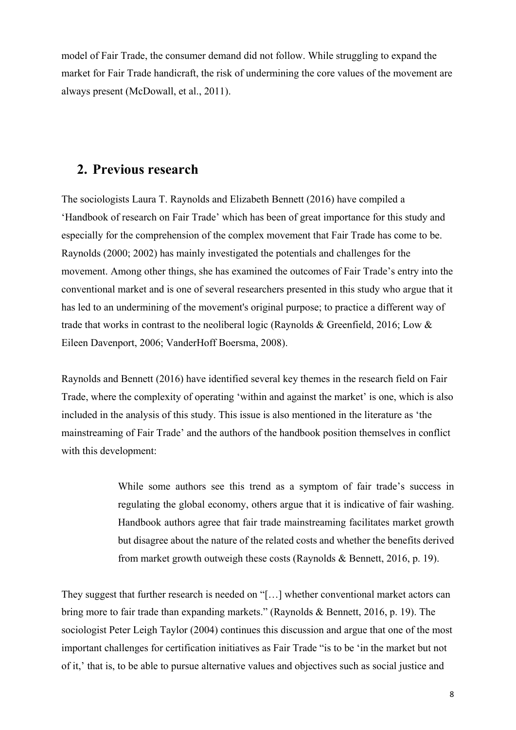model of Fair Trade, the consumer demand did not follow. While struggling to expand the market for Fair Trade handicraft, the risk of undermining the core values of the movement are always present (McDowall, et al., 2011).

## 2. Previous research

The sociologists Laura T. Raynolds and Elizabeth Bennett (2016) have compiled a 'Handbook of research on Fair Trade' which has been of great importance for this study and especially for the comprehension of the complex movement that Fair Trade has come to be. Raynolds (2000; 2002) has mainly investigated the potentials and challenges for the movement. Among other things, she has examined the outcomes of Fair Trade's entry into the conventional market and is one of several researchers presented in this study who argue that it has led to an undermining of the movement's original purpose; to practice a different way of trade that works in contrast to the neoliberal logic (Raynolds & Greenfield, 2016; Low & Eileen Davenport, 2006; VanderHoff Boersma, 2008).

Raynolds and Bennett (2016) have identified several key themes in the research field on Fair Trade, where the complexity of operating 'within and against the market' is one, which is also included in the analysis of this study. This issue is also mentioned in the literature as 'the mainstreaming of Fair Trade' and the authors of the handbook position themselves in conflict with this development:

> While some authors see this trend as a symptom of fair trade's success in regulating the global economy, others argue that it is indicative of fair washing. Handbook authors agree that fair trade mainstreaming facilitates market growth but disagree about the nature of the related costs and whether the benefits derived from market growth outweigh these costs (Raynolds & Bennett, 2016, p. 19).

They suggest that further research is needed on "[…] whether conventional market actors can bring more to fair trade than expanding markets." (Raynolds & Bennett, 2016, p. 19). The sociologist Peter Leigh Taylor (2004) continues this discussion and argue that one of the most important challenges for certification initiatives as Fair Trade "is to be 'in the market but not of it,' that is, to be able to pursue alternative values and objectives such as social justice and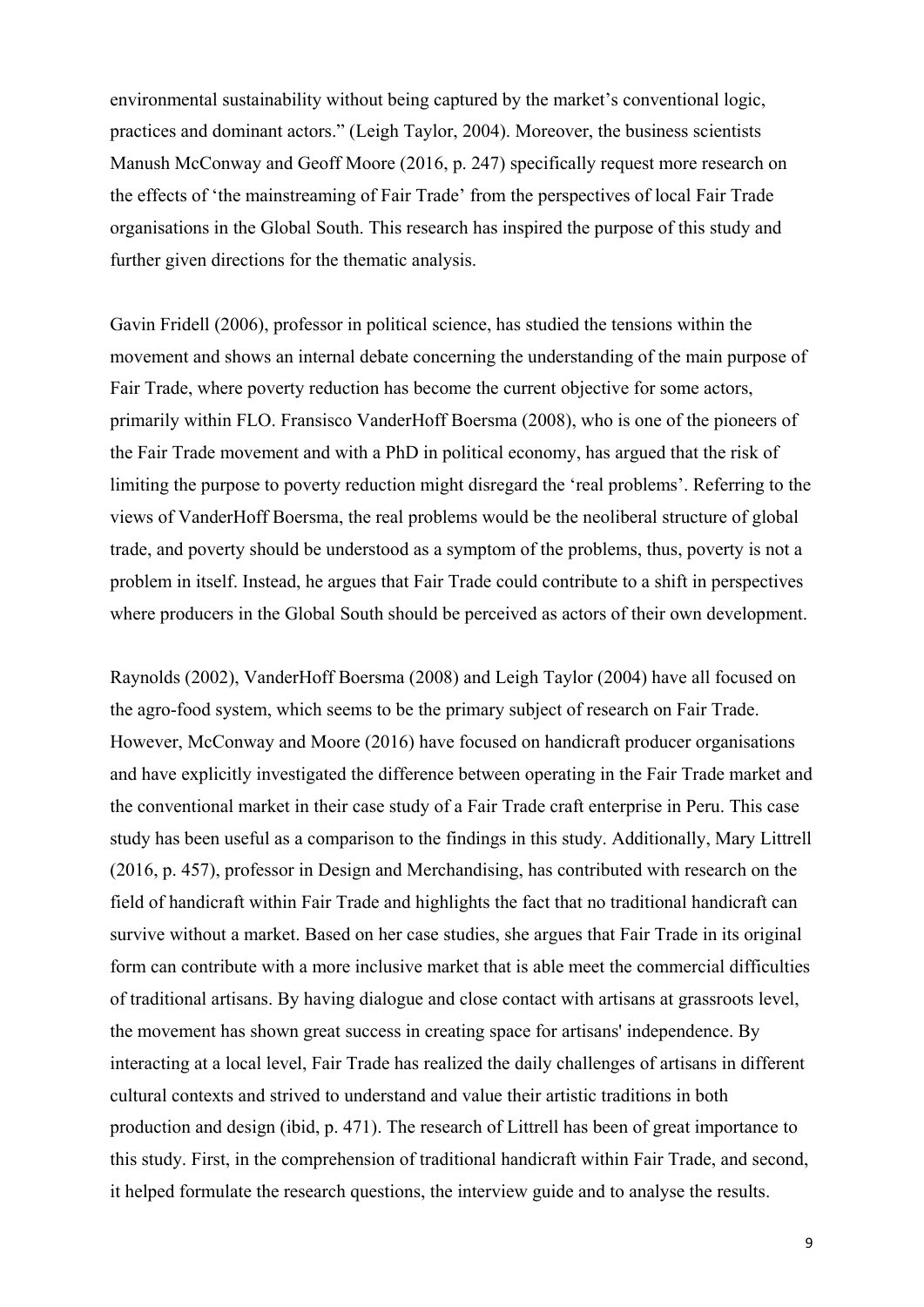environmental sustainability without being captured by the market's conventional logic, practices and dominant actors." (Leigh Taylor, 2004). Moreover, the business scientists Manush McConway and Geoff Moore (2016, p. 247) specifically request more research on the effects of 'the mainstreaming of Fair Trade' from the perspectives of local Fair Trade organisations in the Global South. This research has inspired the purpose of this study and further given directions for the thematic analysis.

Gavin Fridell (2006), professor in political science, has studied the tensions within the movement and shows an internal debate concerning the understanding of the main purpose of Fair Trade, where poverty reduction has become the current objective for some actors, primarily within FLO. Fransisco VanderHoff Boersma (2008), who is one of the pioneers of the Fair Trade movement and with a PhD in political economy, has argued that the risk of limiting the purpose to poverty reduction might disregard the 'real problems'. Referring to the views of VanderHoff Boersma, the real problems would be the neoliberal structure of global trade, and poverty should be understood as a symptom of the problems, thus, poverty is not a problem in itself. Instead, he argues that Fair Trade could contribute to a shift in perspectives where producers in the Global South should be perceived as actors of their own development.

Raynolds (2002), VanderHoff Boersma (2008) and Leigh Taylor (2004) have all focused on the agro-food system, which seems to be the primary subject of research on Fair Trade. However, McConway and Moore (2016) have focused on handicraft producer organisations and have explicitly investigated the difference between operating in the Fair Trade market and the conventional market in their case study of a Fair Trade craft enterprise in Peru. This case study has been useful as a comparison to the findings in this study. Additionally, Mary Littrell (2016, p. 457), professor in Design and Merchandising, has contributed with research on the field of handicraft within Fair Trade and highlights the fact that no traditional handicraft can survive without a market. Based on her case studies, she argues that Fair Trade in its original form can contribute with a more inclusive market that is able meet the commercial difficulties of traditional artisans. By having dialogue and close contact with artisans at grassroots level, the movement has shown great success in creating space for artisans' independence. By interacting at a local level, Fair Trade has realized the daily challenges of artisans in different cultural contexts and strived to understand and value their artistic traditions in both production and design (ibid, p. 471). The research of Littrell has been of great importance to this study. First, in the comprehension of traditional handicraft within Fair Trade, and second, it helped formulate the research questions, the interview guide and to analyse the results.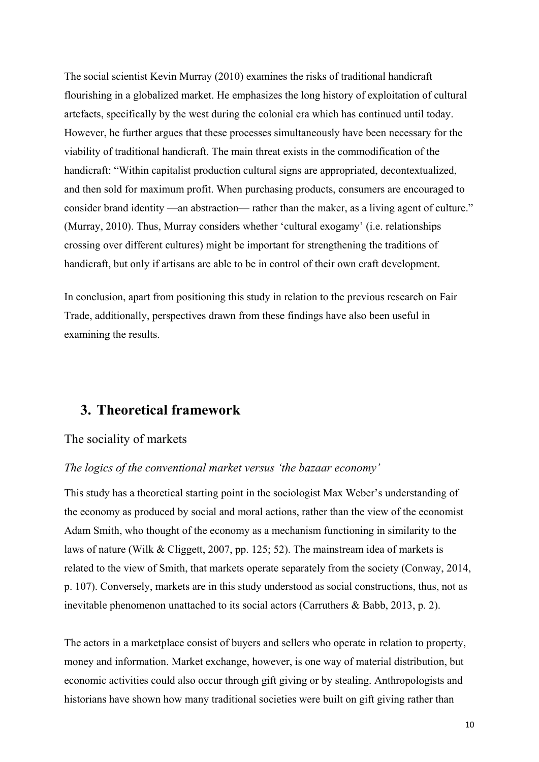The social scientist Kevin Murray (2010) examines the risks of traditional handicraft flourishing in a globalized market. He emphasizes the long history of exploitation of cultural artefacts, specifically by the west during the colonial era which has continued until today. However, he further argues that these processes simultaneously have been necessary for the viability of traditional handicraft. The main threat exists in the commodification of the handicraft: "Within capitalist production cultural signs are appropriated, decontextualized, and then sold for maximum profit. When purchasing products, consumers are encouraged to consider brand identity —an abstraction— rather than the maker, as a living agent of culture." (Murray, 2010). Thus, Murray considers whether 'cultural exogamy' (i.e. relationships crossing over different cultures) might be important for strengthening the traditions of handicraft, but only if artisans are able to be in control of their own craft development.

In conclusion, apart from positioning this study in relation to the previous research on Fair Trade, additionally, perspectives drawn from these findings have also been useful in examining the results.

# 3. Theoretical framework

## The sociality of markets

### *The logics of the conventional market versus 'the bazaar economy'*

This study has a theoretical starting point in the sociologist Max Weber's understanding of the economy as produced by social and moral actions, rather than the view of the economist Adam Smith, who thought of the economy as a mechanism functioning in similarity to the laws of nature (Wilk & Cliggett, 2007, pp. 125; 52). The mainstream idea of markets is related to the view of Smith, that markets operate separately from the society (Conway, 2014, p. 107). Conversely, markets are in this study understood as social constructions, thus, not as inevitable phenomenon unattached to its social actors (Carruthers & Babb, 2013, p. 2).

The actors in a marketplace consist of buyers and sellers who operate in relation to property, money and information. Market exchange, however, is one way of material distribution, but economic activities could also occur through gift giving or by stealing. Anthropologists and historians have shown how many traditional societies were built on gift giving rather than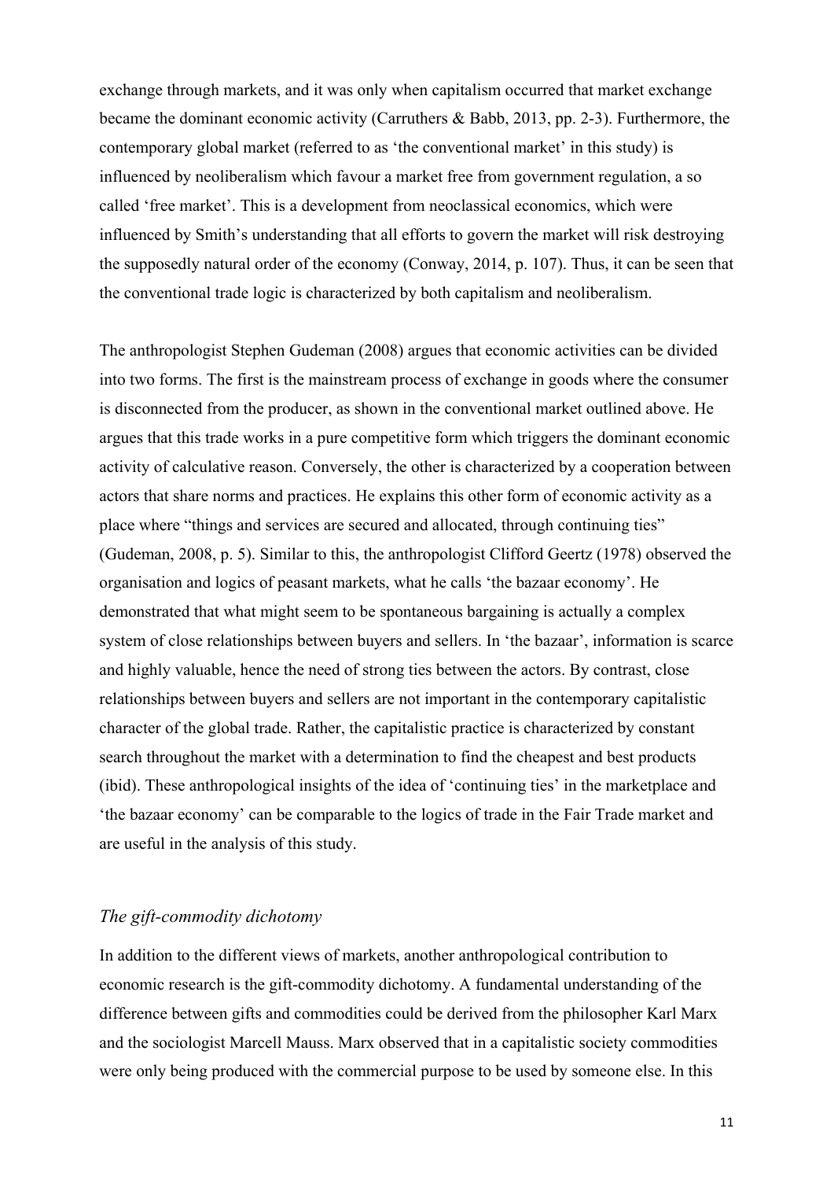exchange through markets, and it was only when capitalism occurred that market exchange became the dominant economic activity (Carruthers & Babb, 2013, pp. 2-3). Furthermore, the contemporary global market (referred to as 'the conventional market' in this study) is influenced by neoliberalism which favour a market free from government regulation, a so called 'free market'. This is a development from neoclassical economics, which were influenced by Smith's understanding that all efforts to govern the market will risk destroying the supposedly natural order of the economy (Conway, 2014, p. 107). Thus, it can be seen that the conventional trade logic is characterized by both capitalism and neoliberalism.

The anthropologist Stephen Gudeman (2008) argues that economic activities can be divided into two forms. The first is the mainstream process of exchange in goods where the consumer is disconnected from the producer, as shown in the conventional market outlined above. He argues that this trade works in a pure competitive form which triggers the dominant economic activity of calculative reason. Conversely, the other is characterized by a cooperation between actors that share norms and practices. He explains this other form of economic activity as a place where "things and services are secured and allocated, through continuing ties" (Gudeman, 2008, p. 5). Similar to this, the anthropologist Clifford Geertz (1978) observed the organisation and logics of peasant markets, what he calls 'the bazaar economy'. He demonstrated that what might seem to be spontaneous bargaining is actually a complex system of close relationships between buyers and sellers. In 'the bazaar', information is scarce and highly valuable, hence the need of strong ties between the actors. By contrast, close relationships between buyers and sellers are not important in the contemporary capitalistic character of the global trade. Rather, the capitalistic practice is characterized by constant search throughout the market with a determination to find the cheapest and best products (ibid). These anthropological insights of the idea of 'continuing ties' in the marketplace and 'the bazaar economy' can be comparable to the logics of trade in the Fair Trade market and are useful in the analysis of this study.

### *The gift-commodity dichotomy*

In addition to the different views of markets, another anthropological contribution to economic research is the gift-commodity dichotomy. A fundamental understanding of the difference between gifts and commodities could be derived from the philosopher Karl Marx and the sociologist Marcell Mauss. Marx observed that in a capitalistic society commodities were only being produced with the commercial purpose to be used by someone else. In this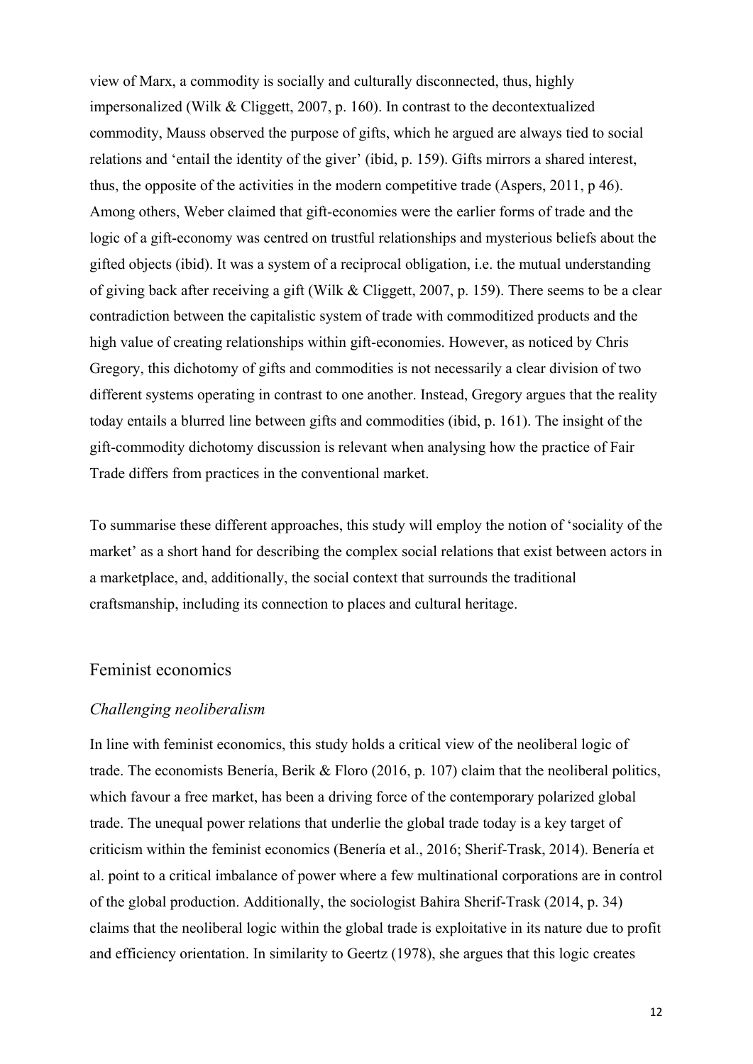view of Marx, a commodity is socially and culturally disconnected, thus, highly impersonalized (Wilk & Cliggett, 2007, p. 160). In contrast to the decontextualized commodity, Mauss observed the purpose of gifts, which he argued are always tied to social relations and 'entail the identity of the giver' (ibid, p. 159). Gifts mirrors a shared interest, thus, the opposite of the activities in the modern competitive trade (Aspers, 2011, p 46). Among others, Weber claimed that gift-economies were the earlier forms of trade and the logic of a gift-economy was centred on trustful relationships and mysterious beliefs about the gifted objects (ibid). It was a system of a reciprocal obligation, i.e. the mutual understanding of giving back after receiving a gift (Wilk & Cliggett, 2007, p. 159). There seems to be a clear contradiction between the capitalistic system of trade with commoditized products and the high value of creating relationships within gift-economies. However, as noticed by Chris Gregory, this dichotomy of gifts and commodities is not necessarily a clear division of two different systems operating in contrast to one another. Instead, Gregory argues that the reality today entails a blurred line between gifts and commodities (ibid, p. 161). The insight of the gift-commodity dichotomy discussion is relevant when analysing how the practice of Fair Trade differs from practices in the conventional market.

To summarise these different approaches, this study will employ the notion of 'sociality of the market' as a short hand for describing the complex social relations that exist between actors in a marketplace, and, additionally, the social context that surrounds the traditional craftsmanship, including its connection to places and cultural heritage.

## Feminist economics

### *Challenging neoliberalism*

In line with feminist economics, this study holds a critical view of the neoliberal logic of trade. The economists Benería, Berik & Floro (2016, p. 107) claim that the neoliberal politics, which favour a free market, has been a driving force of the contemporary polarized global trade. The unequal power relations that underlie the global trade today is a key target of criticism within the feminist economics (Benería et al., 2016; Sherif-Trask, 2014). Benería et al. point to a critical imbalance of power where a few multinational corporations are in control of the global production. Additionally, the sociologist Bahira Sherif-Trask (2014, p. 34) claims that the neoliberal logic within the global trade is exploitative in its nature due to profit and efficiency orientation. In similarity to Geertz (1978), she argues that this logic creates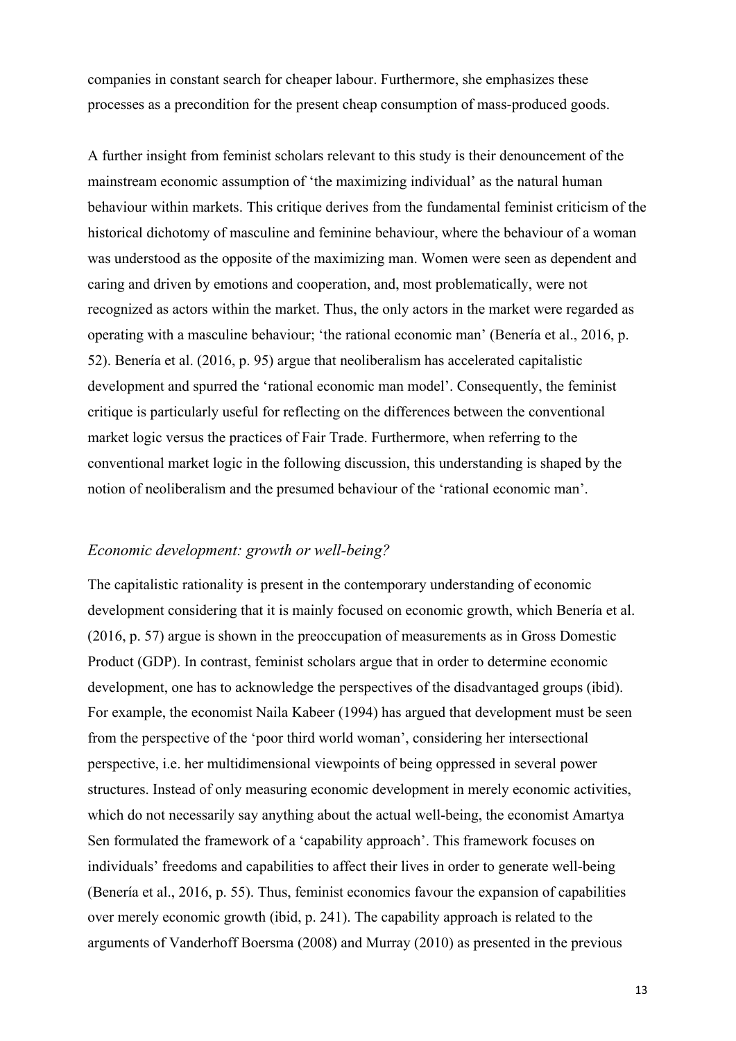companies in constant search for cheaper labour. Furthermore, she emphasizes these processes as a precondition for the present cheap consumption of mass-produced goods.

A further insight from feminist scholars relevant to this study is their denouncement of the mainstream economic assumption of 'the maximizing individual' as the natural human behaviour within markets. This critique derives from the fundamental feminist criticism of the historical dichotomy of masculine and feminine behaviour, where the behaviour of a woman was understood as the opposite of the maximizing man. Women were seen as dependent and caring and driven by emotions and cooperation, and, most problematically, were not recognized as actors within the market. Thus, the only actors in the market were regarded as operating with a masculine behaviour; 'the rational economic man' (Benería et al., 2016, p. 52). Benería et al. (2016, p. 95) argue that neoliberalism has accelerated capitalistic development and spurred the 'rational economic man model'. Consequently, the feminist critique is particularly useful for reflecting on the differences between the conventional market logic versus the practices of Fair Trade. Furthermore, when referring to the conventional market logic in the following discussion, this understanding is shaped by the notion of neoliberalism and the presumed behaviour of the 'rational economic man'.

### *Economic development: growth or well-being?*

The capitalistic rationality is present in the contemporary understanding of economic development considering that it is mainly focused on economic growth, which Benería et al. (2016, p. 57) argue is shown in the preoccupation of measurements as in Gross Domestic Product (GDP). In contrast, feminist scholars argue that in order to determine economic development, one has to acknowledge the perspectives of the disadvantaged groups (ibid). For example, the economist Naila Kabeer (1994) has argued that development must be seen from the perspective of the 'poor third world woman', considering her intersectional perspective, i.e. her multidimensional viewpoints of being oppressed in several power structures. Instead of only measuring economic development in merely economic activities, which do not necessarily say anything about the actual well-being, the economist Amartya Sen formulated the framework of a 'capability approach'. This framework focuses on individuals' freedoms and capabilities to affect their lives in order to generate well-being (Benería et al., 2016, p. 55). Thus, feminist economics favour the expansion of capabilities over merely economic growth (ibid, p. 241). The capability approach is related to the arguments of Vanderhoff Boersma (2008) and Murray (2010) as presented in the previous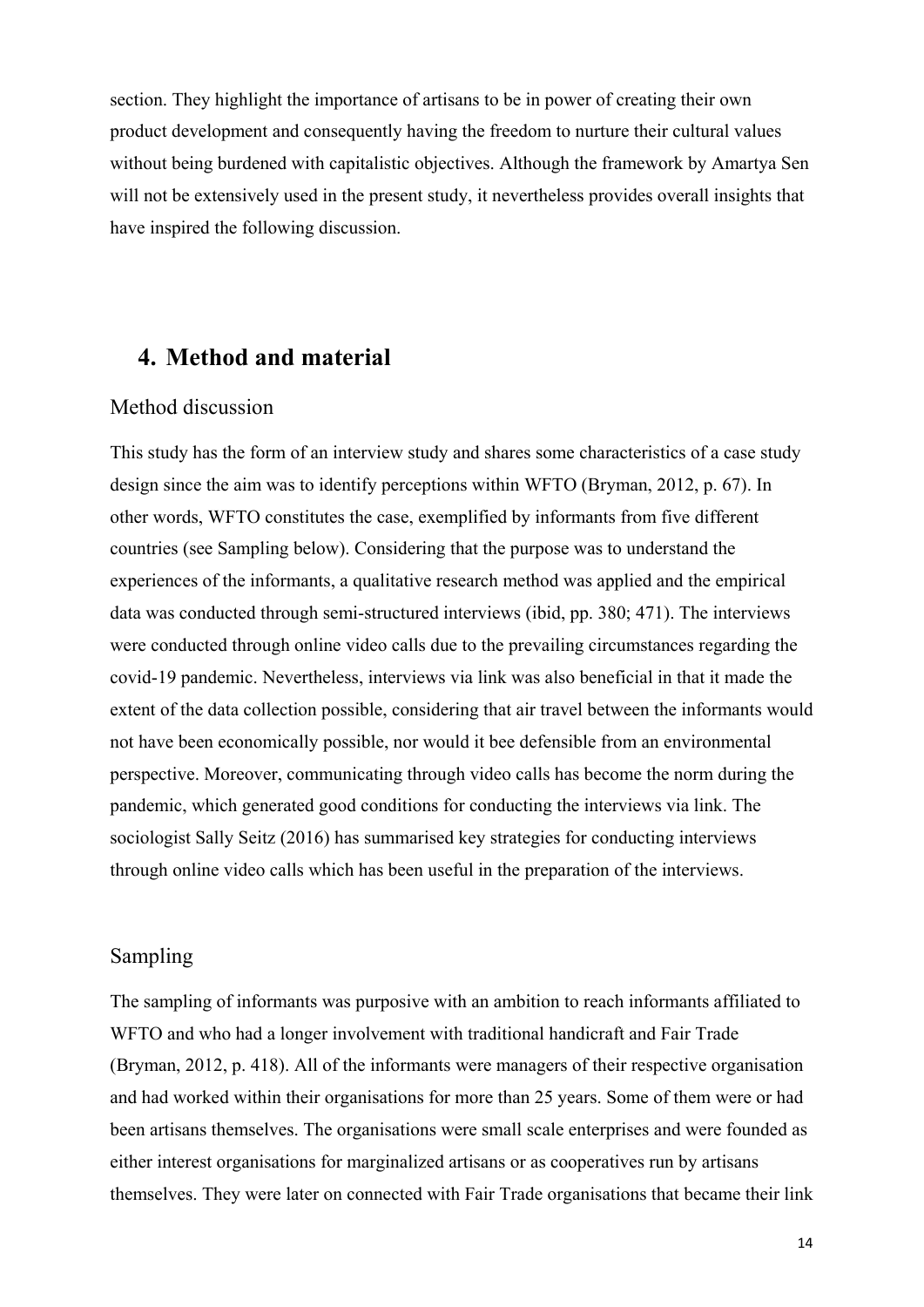section. They highlight the importance of artisans to be in power of creating their own product development and consequently having the freedom to nurture their cultural values without being burdened with capitalistic objectives. Although the framework by Amartya Sen will not be extensively used in the present study, it nevertheless provides overall insights that have inspired the following discussion.

# 4. Method and material

## Method discussion

This study has the form of an interview study and shares some characteristics of a case study design since the aim was to identify perceptions within WFTO (Bryman, 2012, p. 67). In other words, WFTO constitutes the case, exemplified by informants from five different countries (see Sampling below). Considering that the purpose was to understand the experiences of the informants, a qualitative research method was applied and the empirical data was conducted through semi-structured interviews (ibid, pp. 380; 471). The interviews were conducted through online video calls due to the prevailing circumstances regarding the covid-19 pandemic. Nevertheless, interviews via link was also beneficial in that it made the extent of the data collection possible, considering that air travel between the informants would not have been economically possible, nor would it bee defensible from an environmental perspective. Moreover, communicating through video calls has become the norm during the pandemic, which generated good conditions for conducting the interviews via link. The sociologist Sally Seitz (2016) has summarised key strategies for conducting interviews through online video calls which has been useful in the preparation of the interviews.

## Sampling

The sampling of informants was purposive with an ambition to reach informants affiliated to WFTO and who had a longer involvement with traditional handicraft and Fair Trade (Bryman, 2012, p. 418). All of the informants were managers of their respective organisation and had worked within their organisations for more than 25 years. Some of them were or had been artisans themselves. The organisations were small scale enterprises and were founded as either interest organisations for marginalized artisans or as cooperatives run by artisans themselves. They were later on connected with Fair Trade organisations that became their link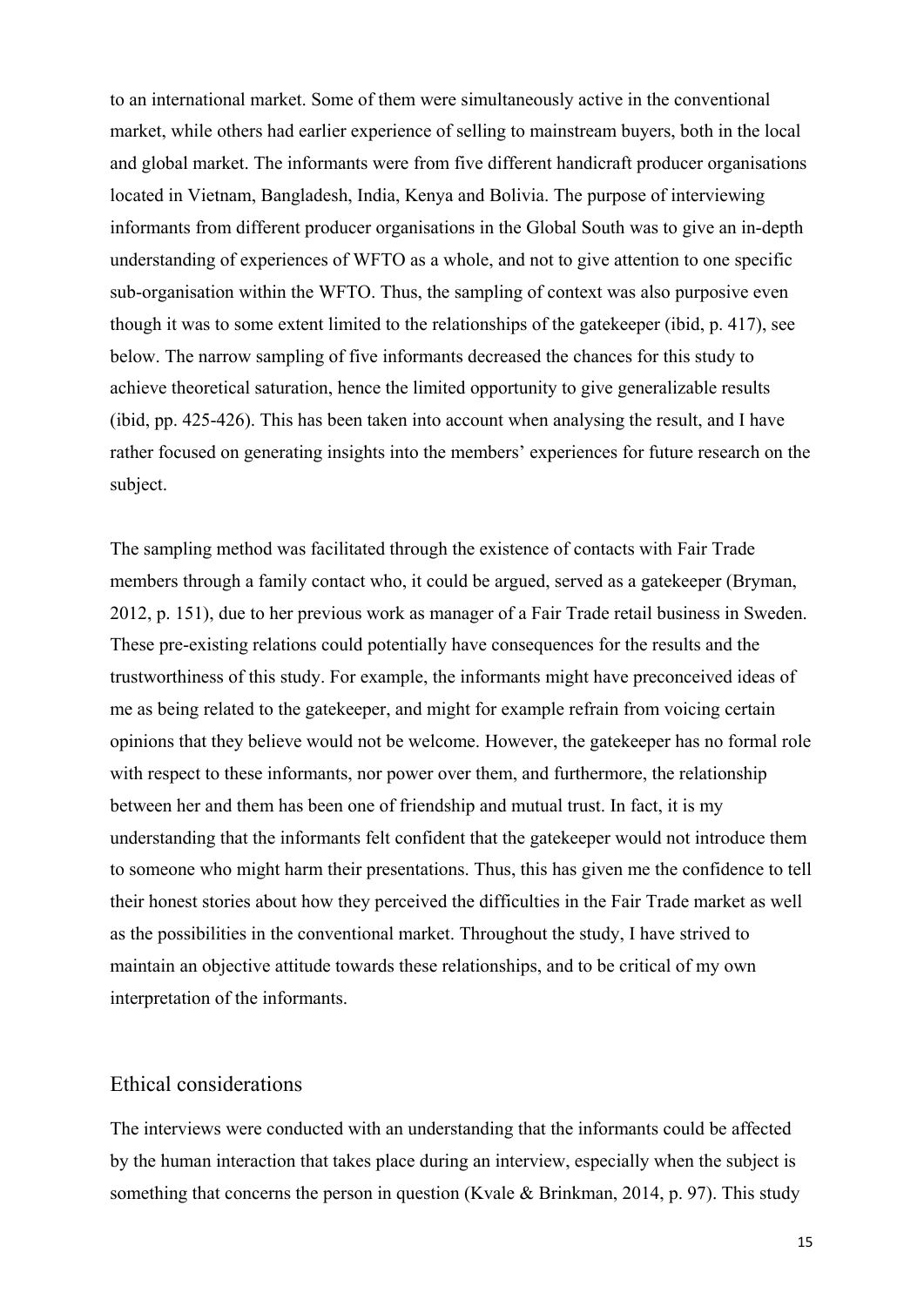to an international market. Some of them were simultaneously active in the conventional market, while others had earlier experience of selling to mainstream buyers, both in the local and global market. The informants were from five different handicraft producer organisations located in Vietnam, Bangladesh, India, Kenya and Bolivia. The purpose of interviewing informants from different producer organisations in the Global South was to give an in-depth understanding of experiences of WFTO as a whole, and not to give attention to one specific sub-organisation within the WFTO. Thus, the sampling of context was also purposive even though it was to some extent limited to the relationships of the gatekeeper (ibid, p. 417), see below. The narrow sampling of five informants decreased the chances for this study to achieve theoretical saturation, hence the limited opportunity to give generalizable results (ibid, pp. 425-426). This has been taken into account when analysing the result, and I have rather focused on generating insights into the members' experiences for future research on the subject.

The sampling method was facilitated through the existence of contacts with Fair Trade members through a family contact who, it could be argued, served as a gatekeeper (Bryman, 2012, p. 151), due to her previous work as manager of a Fair Trade retail business in Sweden. These pre-existing relations could potentially have consequences for the results and the trustworthiness of this study. For example, the informants might have preconceived ideas of me as being related to the gatekeeper, and might for example refrain from voicing certain opinions that they believe would not be welcome. However, the gatekeeper has no formal role with respect to these informants, nor power over them, and furthermore, the relationship between her and them has been one of friendship and mutual trust. In fact, it is my understanding that the informants felt confident that the gatekeeper would not introduce them to someone who might harm their presentations. Thus, this has given me the confidence to tell their honest stories about how they perceived the difficulties in the Fair Trade market as well as the possibilities in the conventional market. Throughout the study, I have strived to maintain an objective attitude towards these relationships, and to be critical of my own interpretation of the informants.

## Ethical considerations

The interviews were conducted with an understanding that the informants could be affected by the human interaction that takes place during an interview, especially when the subject is something that concerns the person in question (Kvale & Brinkman, 2014, p. 97). This study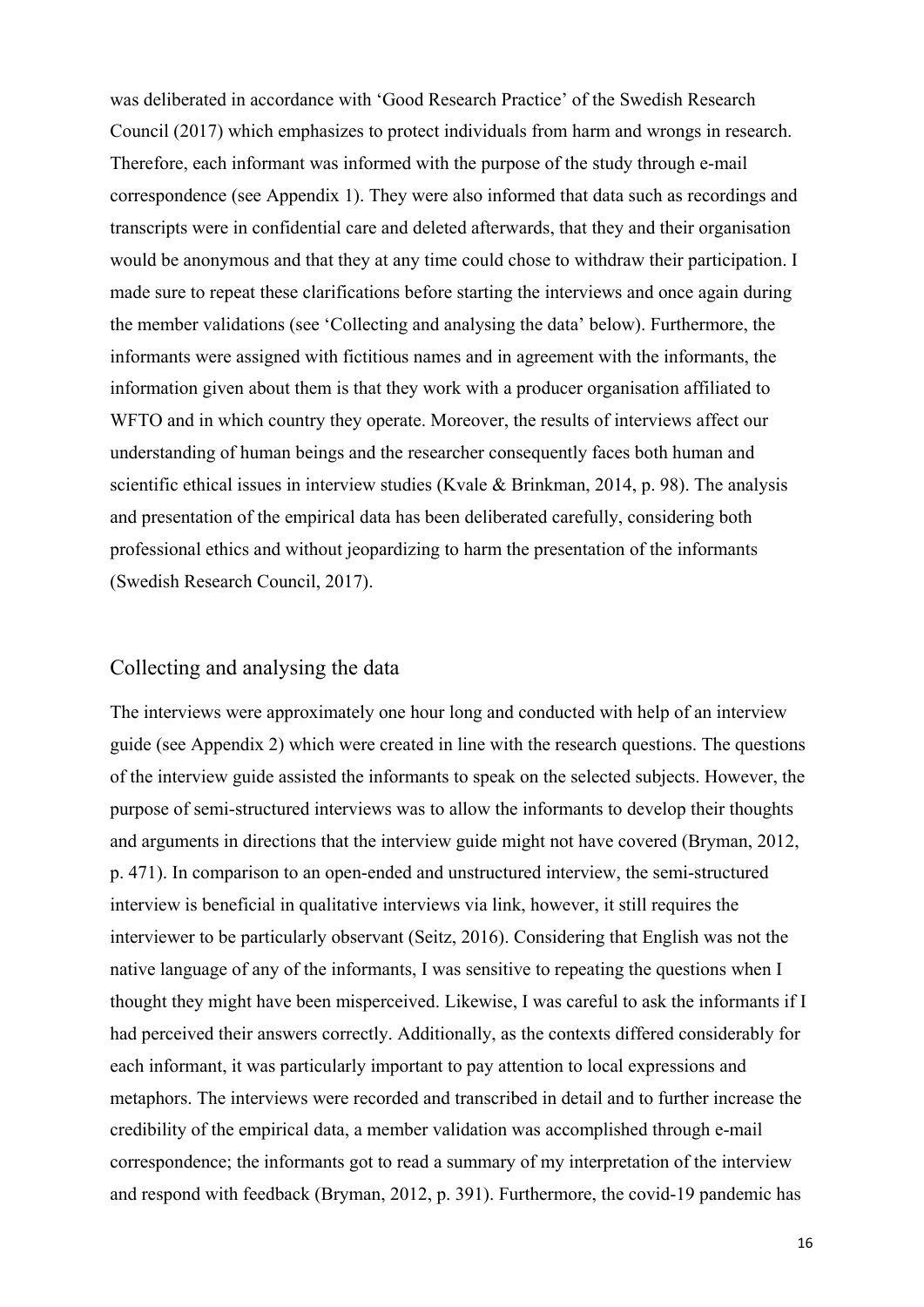was deliberated in accordance with 'Good Research Practice' of the Swedish Research Council (2017) which emphasizes to protect individuals from harm and wrongs in research. Therefore, each informant was informed with the purpose of the study through e-mail correspondence (see Appendix 1). They were also informed that data such as recordings and transcripts were in confidential care and deleted afterwards, that they and their organisation would be anonymous and that they at any time could chose to withdraw their participation. I made sure to repeat these clarifications before starting the interviews and once again during the member validations (see 'Collecting and analysing the data' below). Furthermore, the informants were assigned with fictitious names and in agreement with the informants, the information given about them is that they work with a producer organisation affiliated to WFTO and in which country they operate. Moreover, the results of interviews affect our understanding of human beings and the researcher consequently faces both human and scientific ethical issues in interview studies (Kvale & Brinkman, 2014, p. 98). The analysis and presentation of the empirical data has been deliberated carefully, considering both professional ethics and without jeopardizing to harm the presentation of the informants (Swedish Research Council, 2017).

## Collecting and analysing the data

The interviews were approximately one hour long and conducted with help of an interview guide (see Appendix 2) which were created in line with the research questions. The questions of the interview guide assisted the informants to speak on the selected subjects. However, the purpose of semi-structured interviews was to allow the informants to develop their thoughts and arguments in directions that the interview guide might not have covered (Bryman, 2012, p. 471). In comparison to an open-ended and unstructured interview, the semi-structured interview is beneficial in qualitative interviews via link, however, it still requires the interviewer to be particularly observant (Seitz, 2016). Considering that English was not the native language of any of the informants, I was sensitive to repeating the questions when I thought they might have been misperceived. Likewise, I was careful to ask the informants if I had perceived their answers correctly. Additionally, as the contexts differed considerably for each informant, it was particularly important to pay attention to local expressions and metaphors. The interviews were recorded and transcribed in detail and to further increase the credibility of the empirical data, a member validation was accomplished through e-mail correspondence; the informants got to read a summary of my interpretation of the interview and respond with feedback (Bryman, 2012, p. 391). Furthermore, the covid-19 pandemic has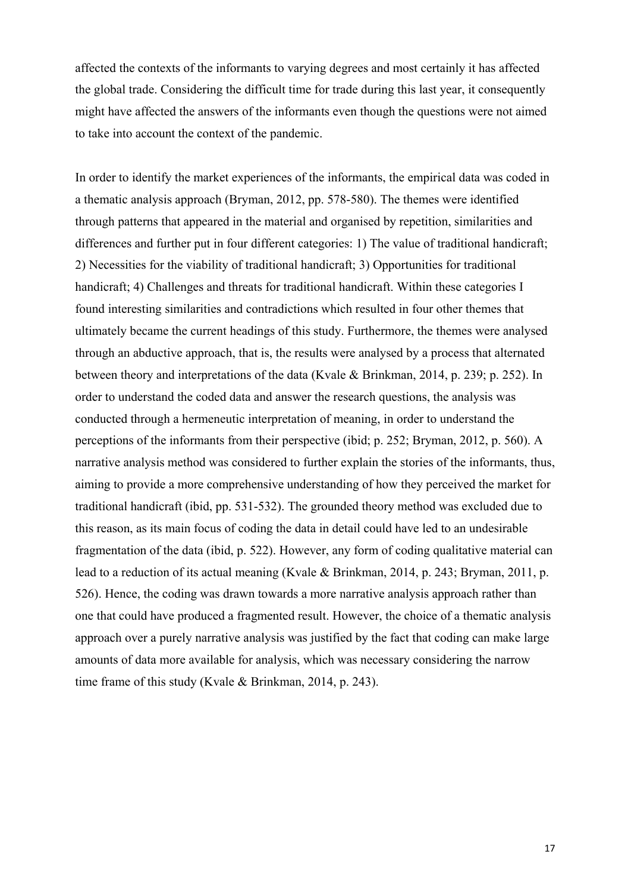affected the contexts of the informants to varying degrees and most certainly it has affected the global trade. Considering the difficult time for trade during this last year, it consequently might have affected the answers of the informants even though the questions were not aimed to take into account the context of the pandemic.

In order to identify the market experiences of the informants, the empirical data was coded in a thematic analysis approach (Bryman, 2012, pp. 578-580). The themes were identified through patterns that appeared in the material and organised by repetition, similarities and differences and further put in four different categories: 1) The value of traditional handicraft; 2) Necessities for the viability of traditional handicraft; 3) Opportunities for traditional handicraft; 4) Challenges and threats for traditional handicraft. Within these categories I found interesting similarities and contradictions which resulted in four other themes that ultimately became the current headings of this study. Furthermore, the themes were analysed through an abductive approach, that is, the results were analysed by a process that alternated between theory and interpretations of the data (Kvale & Brinkman, 2014, p. 239; p. 252). In order to understand the coded data and answer the research questions, the analysis was conducted through a hermeneutic interpretation of meaning, in order to understand the perceptions of the informants from their perspective (ibid; p. 252; Bryman, 2012, p. 560). A narrative analysis method was considered to further explain the stories of the informants, thus, aiming to provide a more comprehensive understanding of how they perceived the market for traditional handicraft (ibid, pp. 531-532). The grounded theory method was excluded due to this reason, as its main focus of coding the data in detail could have led to an undesirable fragmentation of the data (ibid, p. 522). However, any form of coding qualitative material can lead to a reduction of its actual meaning (Kvale & Brinkman, 2014, p. 243; Bryman, 2011, p. 526). Hence, the coding was drawn towards a more narrative analysis approach rather than one that could have produced a fragmented result. However, the choice of a thematic analysis approach over a purely narrative analysis was justified by the fact that coding can make large amounts of data more available for analysis, which was necessary considering the narrow time frame of this study (Kvale & Brinkman, 2014, p. 243).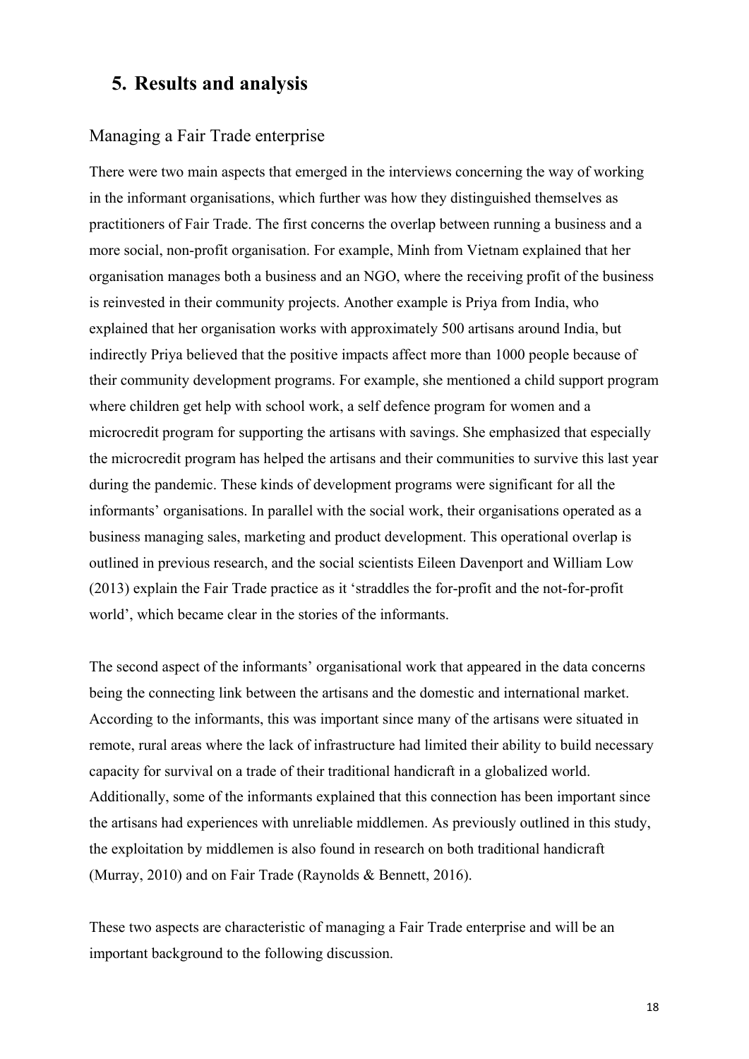# 5. Results and analysis

## Managing a Fair Trade enterprise

There were two main aspects that emerged in the interviews concerning the way of working in the informant organisations, which further was how they distinguished themselves as practitioners of Fair Trade. The first concerns the overlap between running a business and a more social, non-profit organisation. For example, Minh from Vietnam explained that her organisation manages both a business and an NGO, where the receiving profit of the business is reinvested in their community projects. Another example is Priya from India, who explained that her organisation works with approximately 500 artisans around India, but indirectly Priya believed that the positive impacts affect more than 1000 people because of their community development programs. For example, she mentioned a child support program where children get help with school work, a self defence program for women and a microcredit program for supporting the artisans with savings. She emphasized that especially the microcredit program has helped the artisans and their communities to survive this last year during the pandemic. These kinds of development programs were significant for all the informants' organisations. In parallel with the social work, their organisations operated as a business managing sales, marketing and product development. This operational overlap is outlined in previous research, and the social scientists Eileen Davenport and William Low (2013) explain the Fair Trade practice as it 'straddles the for-profit and the not-for-profit world', which became clear in the stories of the informants.

The second aspect of the informants' organisational work that appeared in the data concerns being the connecting link between the artisans and the domestic and international market. According to the informants, this was important since many of the artisans were situated in remote, rural areas where the lack of infrastructure had limited their ability to build necessary capacity for survival on a trade of their traditional handicraft in a globalized world. Additionally, some of the informants explained that this connection has been important since the artisans had experiences with unreliable middlemen. As previously outlined in this study, the exploitation by middlemen is also found in research on both traditional handicraft (Murray, 2010) and on Fair Trade (Raynolds & Bennett, 2016).

These two aspects are characteristic of managing a Fair Trade enterprise and will be an important background to the following discussion.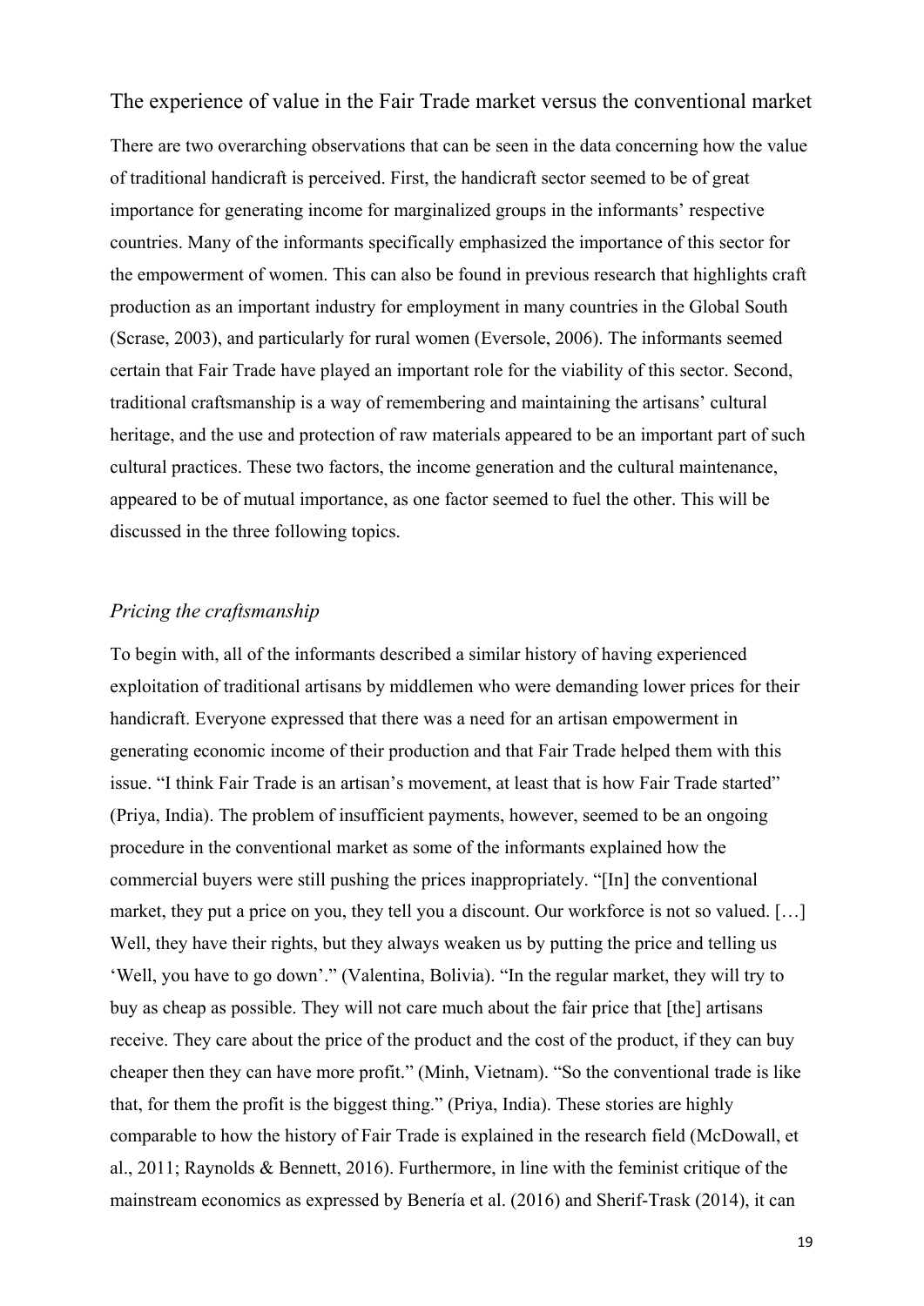## The experience of value in the Fair Trade market versus the conventional market

There are two overarching observations that can be seen in the data concerning how the value of traditional handicraft is perceived. First, the handicraft sector seemed to be of great importance for generating income for marginalized groups in the informants' respective countries. Many of the informants specifically emphasized the importance of this sector for the empowerment of women. This can also be found in previous research that highlights craft production as an important industry for employment in many countries in the Global South (Scrase, 2003), and particularly for rural women (Eversole, 2006). The informants seemed certain that Fair Trade have played an important role for the viability of this sector. Second, traditional craftsmanship is a way of remembering and maintaining the artisans' cultural heritage, and the use and protection of raw materials appeared to be an important part of such cultural practices. These two factors, the income generation and the cultural maintenance, appeared to be of mutual importance, as one factor seemed to fuel the other. This will be discussed in the three following topics.

### *Pricing the craftsmanship*

To begin with, all of the informants described a similar history of having experienced exploitation of traditional artisans by middlemen who were demanding lower prices for their handicraft. Everyone expressed that there was a need for an artisan empowerment in generating economic income of their production and that Fair Trade helped them with this issue. "I think Fair Trade is an artisan's movement, at least that is how Fair Trade started" (Priya, India). The problem of insufficient payments, however, seemed to be an ongoing procedure in the conventional market as some of the informants explained how the commercial buyers were still pushing the prices inappropriately. "[In] the conventional market, they put a price on you, they tell you a discount. Our workforce is not so valued. […] Well, they have their rights, but they always weaken us by putting the price and telling us 'Well, you have to go down'." (Valentina, Bolivia). "In the regular market, they will try to buy as cheap as possible. They will not care much about the fair price that [the] artisans receive. They care about the price of the product and the cost of the product, if they can buy cheaper then they can have more profit." (Minh, Vietnam). "So the conventional trade is like that, for them the profit is the biggest thing." (Priya, India). These stories are highly comparable to how the history of Fair Trade is explained in the research field (McDowall, et al., 2011; Raynolds & Bennett, 2016). Furthermore, in line with the feminist critique of the mainstream economics as expressed by Benería et al. (2016) and Sherif-Trask (2014), it can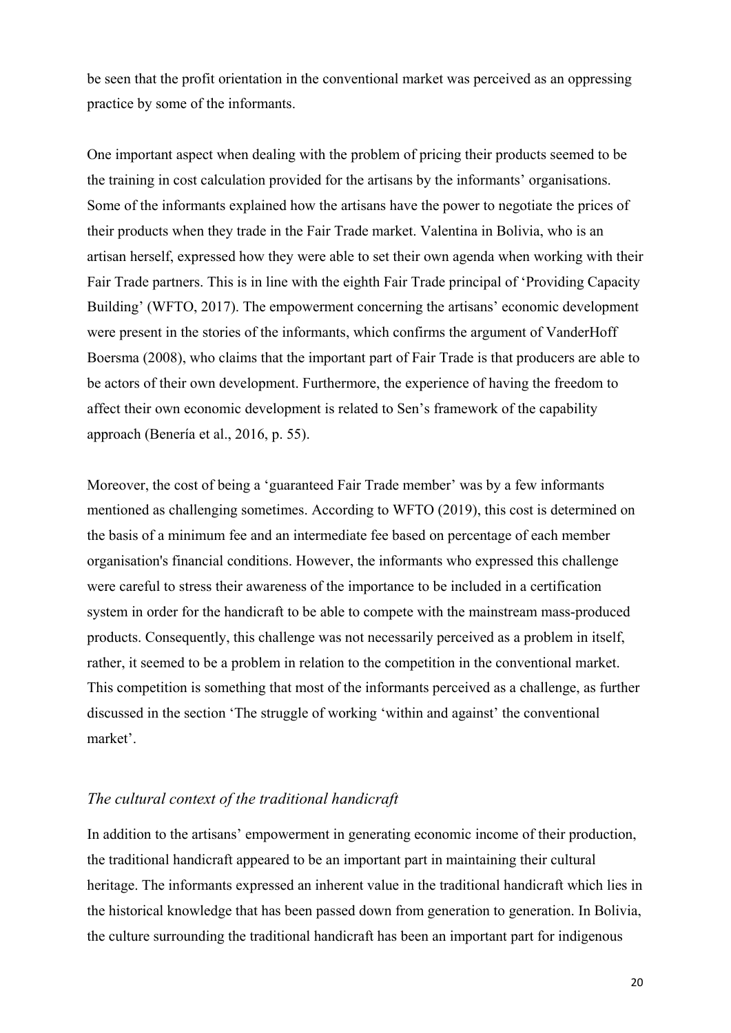be seen that the profit orientation in the conventional market was perceived as an oppressing practice by some of the informants.

One important aspect when dealing with the problem of pricing their products seemed to be the training in cost calculation provided for the artisans by the informants' organisations. Some of the informants explained how the artisans have the power to negotiate the prices of their products when they trade in the Fair Trade market. Valentina in Bolivia, who is an artisan herself, expressed how they were able to set their own agenda when working with their Fair Trade partners. This is in line with the eighth Fair Trade principal of 'Providing Capacity Building' (WFTO, 2017). The empowerment concerning the artisans' economic development were present in the stories of the informants, which confirms the argument of VanderHoff Boersma (2008), who claims that the important part of Fair Trade is that producers are able to be actors of their own development. Furthermore, the experience of having the freedom to affect their own economic development is related to Sen's framework of the capability approach (Benería et al., 2016, p. 55).

Moreover, the cost of being a 'guaranteed Fair Trade member' was by a few informants mentioned as challenging sometimes. According to WFTO (2019), this cost is determined on the basis of a minimum fee and an intermediate fee based on percentage of each member organisation's financial conditions. However, the informants who expressed this challenge were careful to stress their awareness of the importance to be included in a certification system in order for the handicraft to be able to compete with the mainstream mass-produced products. Consequently, this challenge was not necessarily perceived as a problem in itself, rather, it seemed to be a problem in relation to the competition in the conventional market. This competition is something that most of the informants perceived as a challenge, as further discussed in the section 'The struggle of working 'within and against' the conventional market'.

### *The cultural context of the traditional handicraft*

In addition to the artisans' empowerment in generating economic income of their production, the traditional handicraft appeared to be an important part in maintaining their cultural heritage. The informants expressed an inherent value in the traditional handicraft which lies in the historical knowledge that has been passed down from generation to generation. In Bolivia, the culture surrounding the traditional handicraft has been an important part for indigenous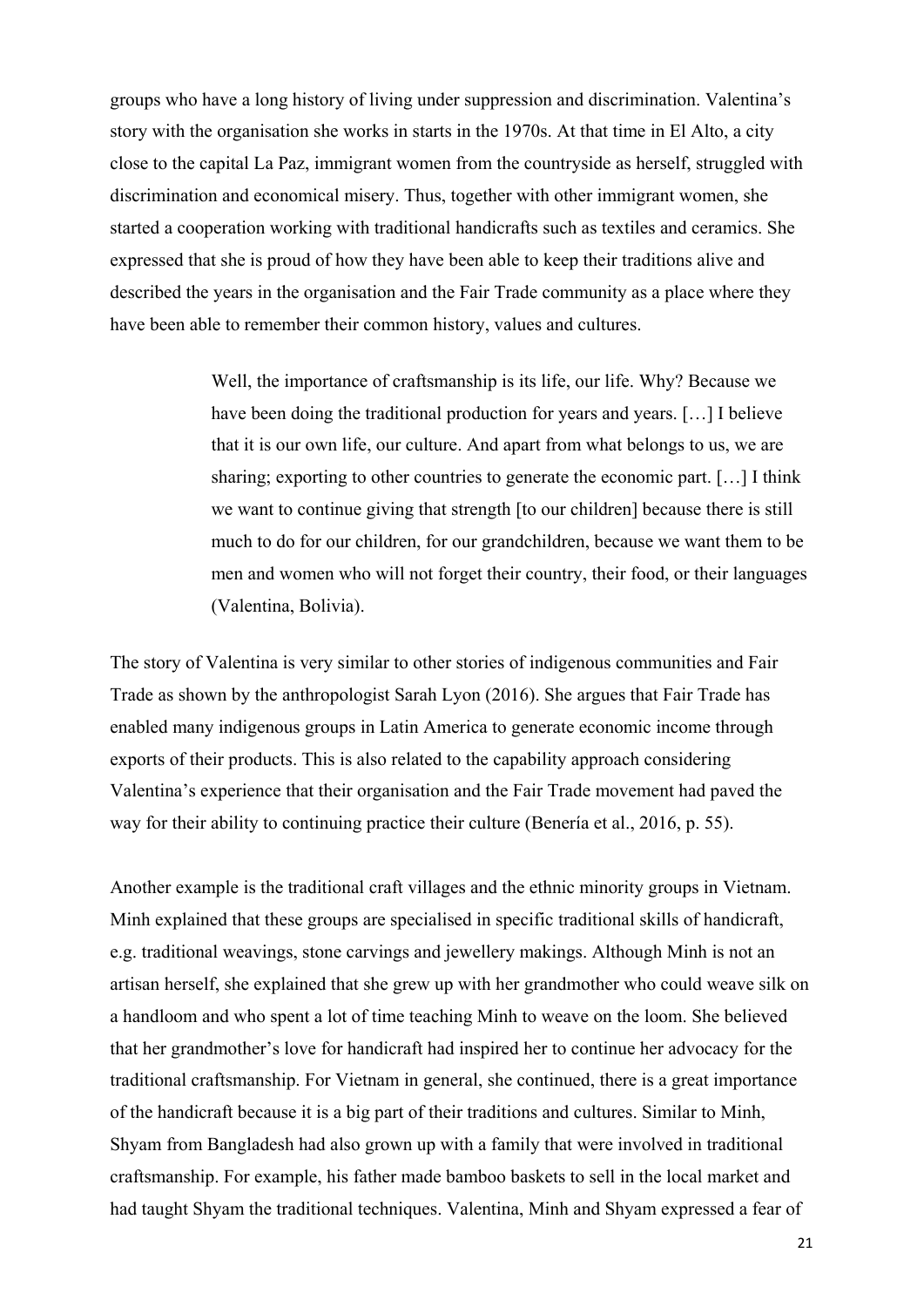groups who have a long history of living under suppression and discrimination. Valentina's story with the organisation she works in starts in the 1970s. At that time in El Alto, a city close to the capital La Paz, immigrant women from the countryside as herself, struggled with discrimination and economical misery. Thus, together with other immigrant women, she started a cooperation working with traditional handicrafts such as textiles and ceramics. She expressed that she is proud of how they have been able to keep their traditions alive and described the years in the organisation and the Fair Trade community as a place where they have been able to remember their common history, values and cultures.

> Well, the importance of craftsmanship is its life, our life. Why? Because we have been doing the traditional production for years and years. […] I believe that it is our own life, our culture. And apart from what belongs to us, we are sharing; exporting to other countries to generate the economic part. […] I think we want to continue giving that strength [to our children] because there is still much to do for our children, for our grandchildren, because we want them to be men and women who will not forget their country, their food, or their languages (Valentina, Bolivia).

The story of Valentina is very similar to other stories of indigenous communities and Fair Trade as shown by the anthropologist Sarah Lyon (2016). She argues that Fair Trade has enabled many indigenous groups in Latin America to generate economic income through exports of their products. This is also related to the capability approach considering Valentina's experience that their organisation and the Fair Trade movement had paved the way for their ability to continuing practice their culture (Benería et al., 2016, p. 55).

Another example is the traditional craft villages and the ethnic minority groups in Vietnam. Minh explained that these groups are specialised in specific traditional skills of handicraft, e.g. traditional weavings, stone carvings and jewellery makings. Although Minh is not an artisan herself, she explained that she grew up with her grandmother who could weave silk on a handloom and who spent a lot of time teaching Minh to weave on the loom. She believed that her grandmother's love for handicraft had inspired her to continue her advocacy for the traditional craftsmanship. For Vietnam in general, she continued, there is a great importance of the handicraft because it is a big part of their traditions and cultures. Similar to Minh, Shyam from Bangladesh had also grown up with a family that were involved in traditional craftsmanship. For example, his father made bamboo baskets to sell in the local market and had taught Shyam the traditional techniques. Valentina, Minh and Shyam expressed a fear of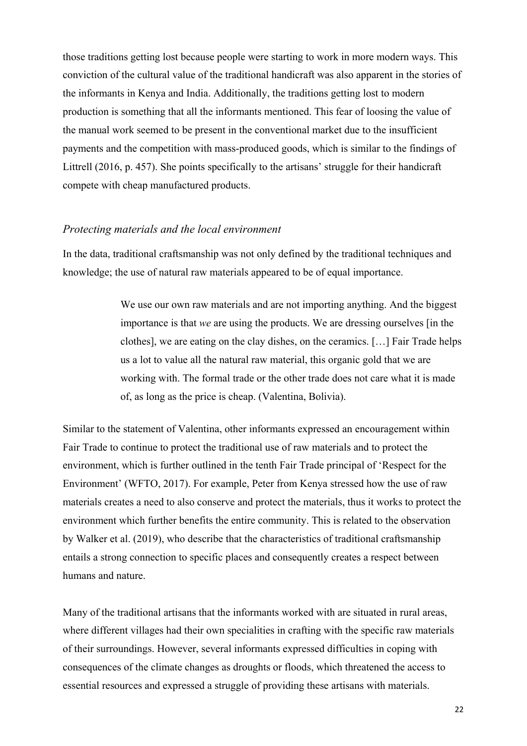those traditions getting lost because people were starting to work in more modern ways. This conviction of the cultural value of the traditional handicraft was also apparent in the stories of the informants in Kenya and India. Additionally, the traditions getting lost to modern production is something that all the informants mentioned. This fear of loosing the value of the manual work seemed to be present in the conventional market due to the insufficient payments and the competition with mass-produced goods, which is similar to the findings of Littrell (2016, p. 457). She points specifically to the artisans' struggle for their handicraft compete with cheap manufactured products.

### *Protecting materials and the local environment*

In the data, traditional craftsmanship was not only defined by the traditional techniques and knowledge; the use of natural raw materials appeared to be of equal importance.

> We use our own raw materials and are not importing anything. And the biggest importance is that *we* are using the products. We are dressing ourselves [in the clothes], we are eating on the clay dishes, on the ceramics. […] Fair Trade helps us a lot to value all the natural raw material, this organic gold that we are working with. The formal trade or the other trade does not care what it is made of, as long as the price is cheap. (Valentina, Bolivia).

Similar to the statement of Valentina, other informants expressed an encouragement within Fair Trade to continue to protect the traditional use of raw materials and to protect the environment, which is further outlined in the tenth Fair Trade principal of 'Respect for the Environment' (WFTO, 2017). For example, Peter from Kenya stressed how the use of raw materials creates a need to also conserve and protect the materials, thus it works to protect the environment which further benefits the entire community. This is related to the observation by Walker et al. (2019), who describe that the characteristics of traditional craftsmanship entails a strong connection to specific places and consequently creates a respect between humans and nature.

Many of the traditional artisans that the informants worked with are situated in rural areas, where different villages had their own specialities in crafting with the specific raw materials of their surroundings. However, several informants expressed difficulties in coping with consequences of the climate changes as droughts or floods, which threatened the access to essential resources and expressed a struggle of providing these artisans with materials.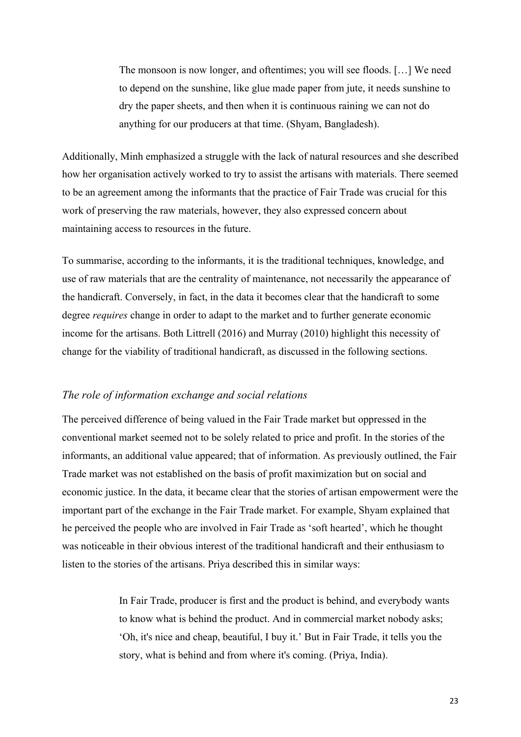> The monsoon is now longer, and oftentimes; you will see floods. […] We need to depend on the sunshine, like glue made paper from jute, it needs sunshine to dry the paper sheets, and then when it is continuous raining we can not do anything for our producers at that time. (Shyam, Bangladesh).

Additionally, Minh emphasized a struggle with the lack of natural resources and she described how her organisation actively worked to try to assist the artisans with materials. There seemed to be an agreement among the informants that the practice of Fair Trade was crucial for this work of preserving the raw materials, however, they also expressed concern about maintaining access to resources in the future.

To summarise, according to the informants, it is the traditional techniques, knowledge, and use of raw materials that are the centrality of maintenance, not necessarily the appearance of the handicraft. Conversely, in fact, in the data it becomes clear that the handicraft to some degree *requires* change in order to adapt to the market and to further generate economic income for the artisans. Both Littrell (2016) and Murray (2010) highlight this necessity of change for the viability of traditional handicraft, as discussed in the following sections.

### *The role of information exchange and social relations*

The perceived difference of being valued in the Fair Trade market but oppressed in the conventional market seemed not to be solely related to price and profit. In the stories of the informants, an additional value appeared; that of information. As previously outlined, the Fair Trade market was not established on the basis of profit maximization but on social and economic justice. In the data, it became clear that the stories of artisan empowerment were the important part of the exchange in the Fair Trade market. For example, Shyam explained that he perceived the people who are involved in Fair Trade as 'soft hearted', which he thought was noticeable in their obvious interest of the traditional handicraft and their enthusiasm to listen to the stories of the artisans. Priya described this in similar ways:

> In Fair Trade, producer is first and the product is behind, and everybody wants to know what is behind the product. And in commercial market nobody asks; 'Oh, it's nice and cheap, beautiful, I buy it.' But in Fair Trade, it tells you the story, what is behind and from where it's coming. (Priya, India).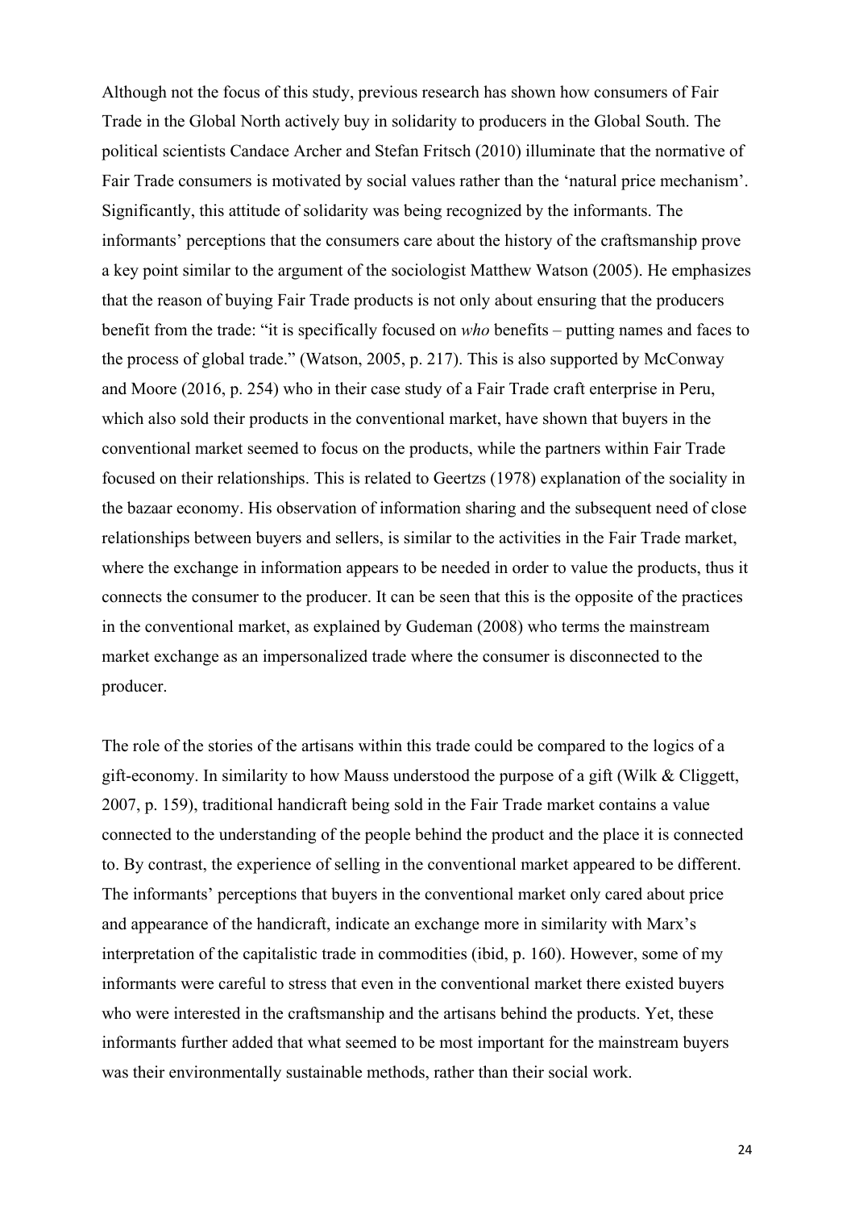Although not the focus of this study, previous research has shown how consumers of Fair Trade in the Global North actively buy in solidarity to producers in the Global South. The political scientists Candace Archer and Stefan Fritsch (2010) illuminate that the normative of Fair Trade consumers is motivated by social values rather than the 'natural price mechanism'. Significantly, this attitude of solidarity was being recognized by the informants. The informants' perceptions that the consumers care about the history of the craftsmanship prove a key point similar to the argument of the sociologist Matthew Watson (2005). He emphasizes that the reason of buying Fair Trade products is not only about ensuring that the producers benefit from the trade: "it is specifically focused on *who* benefits – putting names and faces to the process of global trade." (Watson, 2005, p. 217). This is also supported by McConway and Moore (2016, p. 254) who in their case study of a Fair Trade craft enterprise in Peru, which also sold their products in the conventional market, have shown that buyers in the conventional market seemed to focus on the products, while the partners within Fair Trade focused on their relationships. This is related to Geertzs (1978) explanation of the sociality in the bazaar economy. His observation of information sharing and the subsequent need of close relationships between buyers and sellers, is similar to the activities in the Fair Trade market, where the exchange in information appears to be needed in order to value the products, thus it connects the consumer to the producer. It can be seen that this is the opposite of the practices in the conventional market, as explained by Gudeman (2008) who terms the mainstream market exchange as an impersonalized trade where the consumer is disconnected to the producer.

The role of the stories of the artisans within this trade could be compared to the logics of a gift-economy. In similarity to how Mauss understood the purpose of a gift (Wilk & Cliggett, 2007, p. 159), traditional handicraft being sold in the Fair Trade market contains a value connected to the understanding of the people behind the product and the place it is connected to. By contrast, the experience of selling in the conventional market appeared to be different. The informants' perceptions that buyers in the conventional market only cared about price and appearance of the handicraft, indicate an exchange more in similarity with Marx's interpretation of the capitalistic trade in commodities (ibid, p. 160). However, some of my informants were careful to stress that even in the conventional market there existed buyers who were interested in the craftsmanship and the artisans behind the products. Yet, these informants further added that what seemed to be most important for the mainstream buyers was their environmentally sustainable methods, rather than their social work.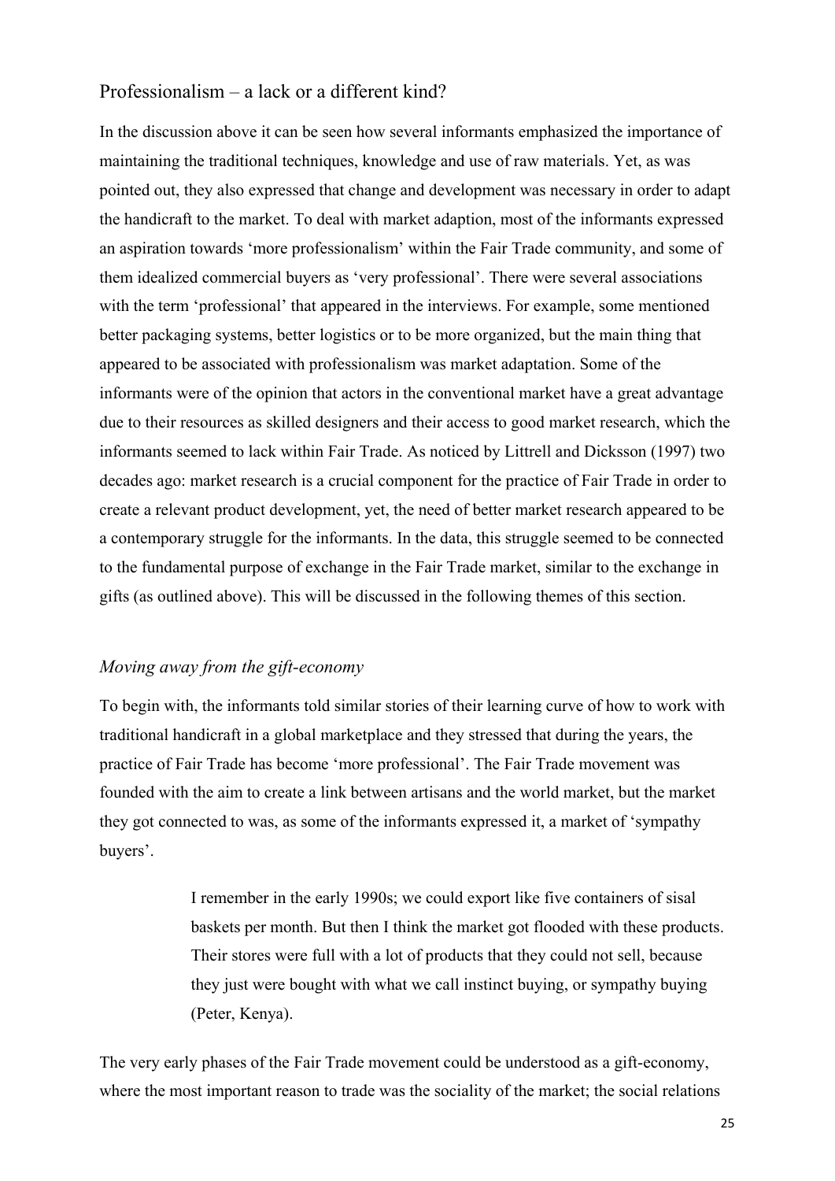## Professionalism – a lack or a different kind?

In the discussion above it can be seen how several informants emphasized the importance of maintaining the traditional techniques, knowledge and use of raw materials. Yet, as was pointed out, they also expressed that change and development was necessary in order to adapt the handicraft to the market. To deal with market adaption, most of the informants expressed an aspiration towards 'more professionalism' within the Fair Trade community, and some of them idealized commercial buyers as 'very professional'. There were several associations with the term 'professional' that appeared in the interviews. For example, some mentioned better packaging systems, better logistics or to be more organized, but the main thing that appeared to be associated with professionalism was market adaptation. Some of the informants were of the opinion that actors in the conventional market have a great advantage due to their resources as skilled designers and their access to good market research, which the informants seemed to lack within Fair Trade. As noticed by Littrell and Dicksson (1997) two decades ago: market research is a crucial component for the practice of Fair Trade in order to create a relevant product development, yet, the need of better market research appeared to be a contemporary struggle for the informants. In the data, this struggle seemed to be connected to the fundamental purpose of exchange in the Fair Trade market, similar to the exchange in gifts (as outlined above). This will be discussed in the following themes of this section.

### *Moving away from the gift-economy*

To begin with, the informants told similar stories of their learning curve of how to work with traditional handicraft in a global marketplace and they stressed that during the years, the practice of Fair Trade has become 'more professional'. The Fair Trade movement was founded with the aim to create a link between artisans and the world market, but the market they got connected to was, as some of the informants expressed it, a market of 'sympathy buyers'.

> I remember in the early 1990s; we could export like five containers of sisal baskets per month. But then I think the market got flooded with these products. Their stores were full with a lot of products that they could not sell, because they just were bought with what we call instinct buying, or sympathy buying (Peter, Kenya).

The very early phases of the Fair Trade movement could be understood as a gift-economy, where the most important reason to trade was the sociality of the market; the social relations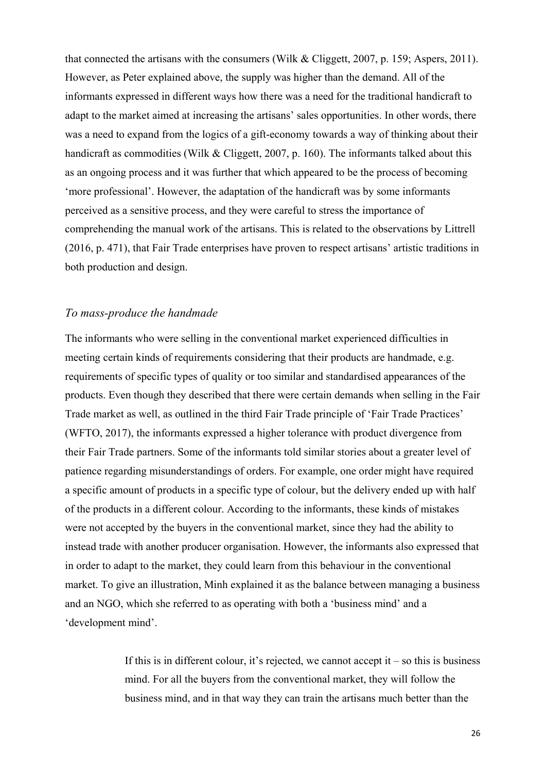that connected the artisans with the consumers (Wilk & Cliggett, 2007, p. 159; Aspers, 2011). However, as Peter explained above, the supply was higher than the demand. All of the informants expressed in different ways how there was a need for the traditional handicraft to adapt to the market aimed at increasing the artisans' sales opportunities. In other words, there was a need to expand from the logics of a gift-economy towards a way of thinking about their handicraft as commodities (Wilk & Cliggett, 2007, p. 160). The informants talked about this as an ongoing process and it was further that which appeared to be the process of becoming 'more professional'. However, the adaptation of the handicraft was by some informants perceived as a sensitive process, and they were careful to stress the importance of comprehending the manual work of the artisans. This is related to the observations by Littrell (2016, p. 471), that Fair Trade enterprises have proven to respect artisans' artistic traditions in both production and design.

### *To mass-produce the handmade*

The informants who were selling in the conventional market experienced difficulties in meeting certain kinds of requirements considering that their products are handmade, e.g. requirements of specific types of quality or too similar and standardised appearances of the products. Even though they described that there were certain demands when selling in the Fair Trade market as well, as outlined in the third Fair Trade principle of 'Fair Trade Practices' (WFTO, 2017), the informants expressed a higher tolerance with product divergence from their Fair Trade partners. Some of the informants told similar stories about a greater level of patience regarding misunderstandings of orders. For example, one order might have required a specific amount of products in a specific type of colour, but the delivery ended up with half of the products in a different colour. According to the informants, these kinds of mistakes were not accepted by the buyers in the conventional market, since they had the ability to instead trade with another producer organisation. However, the informants also expressed that in order to adapt to the market, they could learn from this behaviour in the conventional market. To give an illustration, Minh explained it as the balance between managing a business and an NGO, which she referred to as operating with both a 'business mind' and a 'development mind'.

> If this is in different colour, it's rejected, we cannot accept it – so this is business mind. For all the buyers from the conventional market, they will follow the business mind, and in that way they can train the artisans much better than the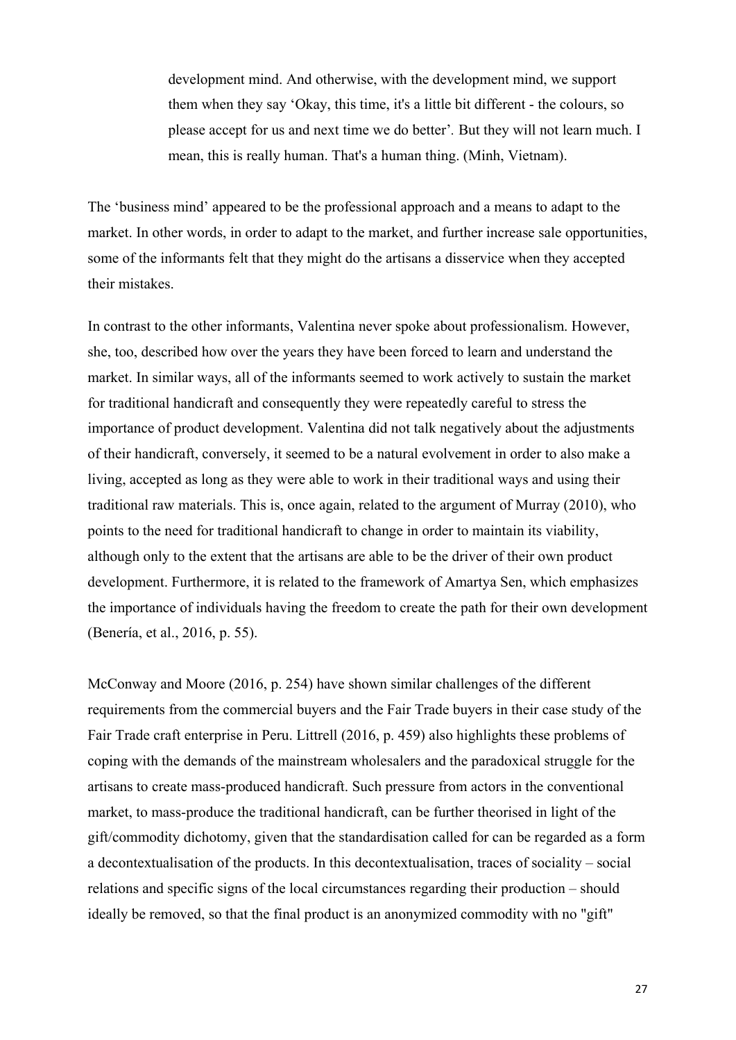> development mind. And otherwise, with the development mind, we support them when they say 'Okay, this time, it's a little bit different - the colours, so please accept for us and next time we do better'. But they will not learn much. I mean, this is really human. That's a human thing. (Minh, Vietnam).

The 'business mind' appeared to be the professional approach and a means to adapt to the market. In other words, in order to adapt to the market, and further increase sale opportunities, some of the informants felt that they might do the artisans a disservice when they accepted their mistakes.

In contrast to the other informants, Valentina never spoke about professionalism. However, she, too, described how over the years they have been forced to learn and understand the market. In similar ways, all of the informants seemed to work actively to sustain the market for traditional handicraft and consequently they were repeatedly careful to stress the importance of product development. Valentina did not talk negatively about the adjustments of their handicraft, conversely, it seemed to be a natural evolvement in order to also make a living, accepted as long as they were able to work in their traditional ways and using their traditional raw materials. This is, once again, related to the argument of Murray (2010), who points to the need for traditional handicraft to change in order to maintain its viability, although only to the extent that the artisans are able to be the driver of their own product development. Furthermore, it is related to the framework of Amartya Sen, which emphasizes the importance of individuals having the freedom to create the path for their own development (Benería, et al., 2016, p. 55).

McConway and Moore (2016, p. 254) have shown similar challenges of the different requirements from the commercial buyers and the Fair Trade buyers in their case study of the Fair Trade craft enterprise in Peru. Littrell (2016, p. 459) also highlights these problems of coping with the demands of the mainstream wholesalers and the paradoxical struggle for the artisans to create mass-produced handicraft. Such pressure from actors in the conventional market, to mass-produce the traditional handicraft, can be further theorised in light of the gift/commodity dichotomy, given that the standardisation called for can be regarded as a form a decontextualisation of the products. In this decontextualisation, traces of sociality – social relations and specific signs of the local circumstances regarding their production – should ideally be removed, so that the final product is an anonymized commodity with no "gift"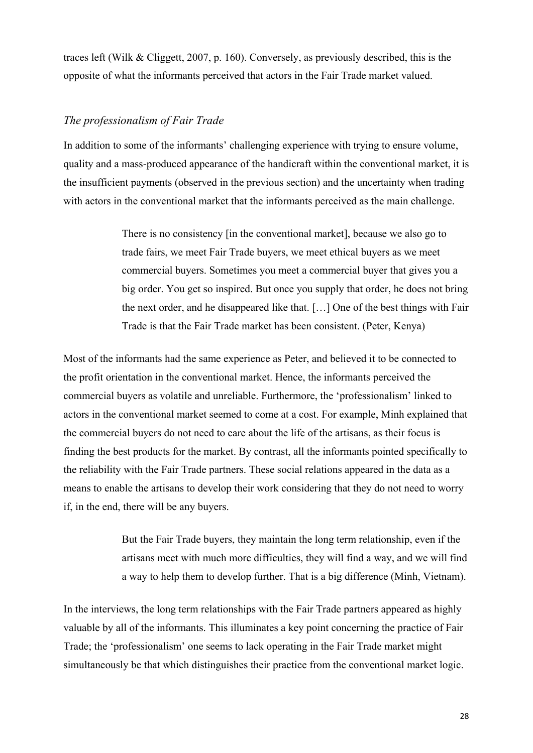traces left (Wilk & Cliggett, 2007, p. 160). Conversely, as previously described, this is the opposite of what the informants perceived that actors in the Fair Trade market valued.

### *The professionalism of Fair Trade*

In addition to some of the informants' challenging experience with trying to ensure volume, quality and a mass-produced appearance of the handicraft within the conventional market, it is the insufficient payments (observed in the previous section) and the uncertainty when trading with actors in the conventional market that the informants perceived as the main challenge.

> There is no consistency [in the conventional market], because we also go to trade fairs, we meet Fair Trade buyers, we meet ethical buyers as we meet commercial buyers. Sometimes you meet a commercial buyer that gives you a big order. You get so inspired. But once you supply that order, he does not bring the next order, and he disappeared like that. […] One of the best things with Fair Trade is that the Fair Trade market has been consistent. (Peter, Kenya)

Most of the informants had the same experience as Peter, and believed it to be connected to the profit orientation in the conventional market. Hence, the informants perceived the commercial buyers as volatile and unreliable. Furthermore, the 'professionalism' linked to actors in the conventional market seemed to come at a cost. For example, Minh explained that the commercial buyers do not need to care about the life of the artisans, as their focus is finding the best products for the market. By contrast, all the informants pointed specifically to the reliability with the Fair Trade partners. These social relations appeared in the data as a means to enable the artisans to develop their work considering that they do not need to worry if, in the end, there will be any buyers.

> But the Fair Trade buyers, they maintain the long term relationship, even if the artisans meet with much more difficulties, they will find a way, and we will find a way to help them to develop further. That is a big difference (Minh, Vietnam).

In the interviews, the long term relationships with the Fair Trade partners appeared as highly valuable by all of the informants. This illuminates a key point concerning the practice of Fair Trade; the 'professionalism' one seems to lack operating in the Fair Trade market might simultaneously be that which distinguishes their practice from the conventional market logic.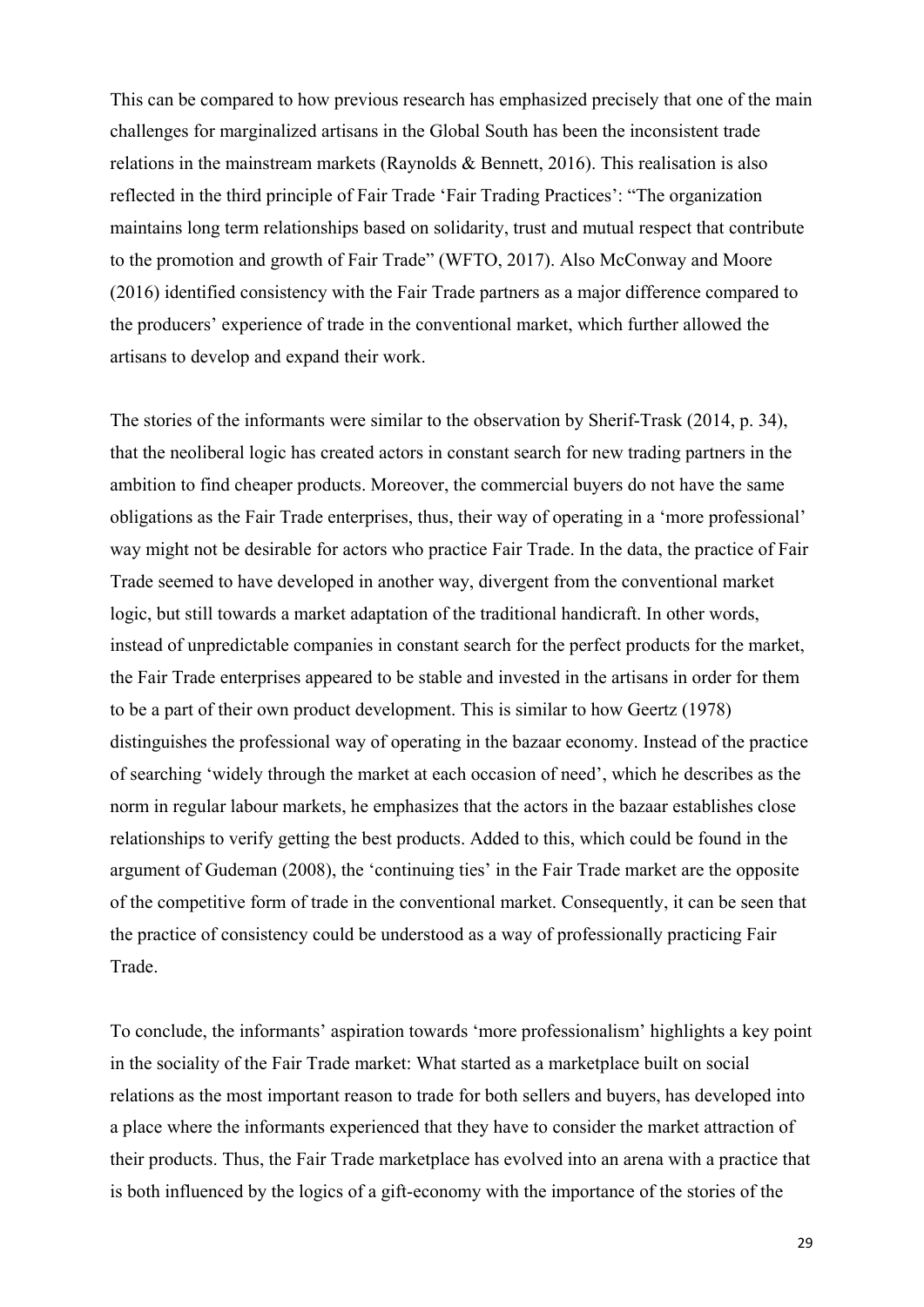This can be compared to how previous research has emphasized precisely that one of the main challenges for marginalized artisans in the Global South has been the inconsistent trade relations in the mainstream markets (Raynolds & Bennett, 2016). This realisation is also reflected in the third principle of Fair Trade 'Fair Trading Practices': "The organization maintains long term relationships based on solidarity, trust and mutual respect that contribute to the promotion and growth of Fair Trade" (WFTO, 2017). Also McConway and Moore (2016) identified consistency with the Fair Trade partners as a major difference compared to the producers' experience of trade in the conventional market, which further allowed the artisans to develop and expand their work.

The stories of the informants were similar to the observation by Sherif-Trask (2014, p. 34), that the neoliberal logic has created actors in constant search for new trading partners in the ambition to find cheaper products. Moreover, the commercial buyers do not have the same obligations as the Fair Trade enterprises, thus, their way of operating in a 'more professional' way might not be desirable for actors who practice Fair Trade. In the data, the practice of Fair Trade seemed to have developed in another way, divergent from the conventional market logic, but still towards a market adaptation of the traditional handicraft. In other words, instead of unpredictable companies in constant search for the perfect products for the market, the Fair Trade enterprises appeared to be stable and invested in the artisans in order for them to be a part of their own product development. This is similar to how Geertz (1978) distinguishes the professional way of operating in the bazaar economy. Instead of the practice of searching 'widely through the market at each occasion of need', which he describes as the norm in regular labour markets, he emphasizes that the actors in the bazaar establishes close relationships to verify getting the best products. Added to this, which could be found in the argument of Gudeman (2008), the 'continuing ties' in the Fair Trade market are the opposite of the competitive form of trade in the conventional market. Consequently, it can be seen that the practice of consistency could be understood as a way of professionally practicing Fair Trade.

To conclude, the informants' aspiration towards 'more professionalism' highlights a key point in the sociality of the Fair Trade market: What started as a marketplace built on social relations as the most important reason to trade for both sellers and buyers, has developed into a place where the informants experienced that they have to consider the market attraction of their products. Thus, the Fair Trade marketplace has evolved into an arena with a practice that is both influenced by the logics of a gift-economy with the importance of the stories of the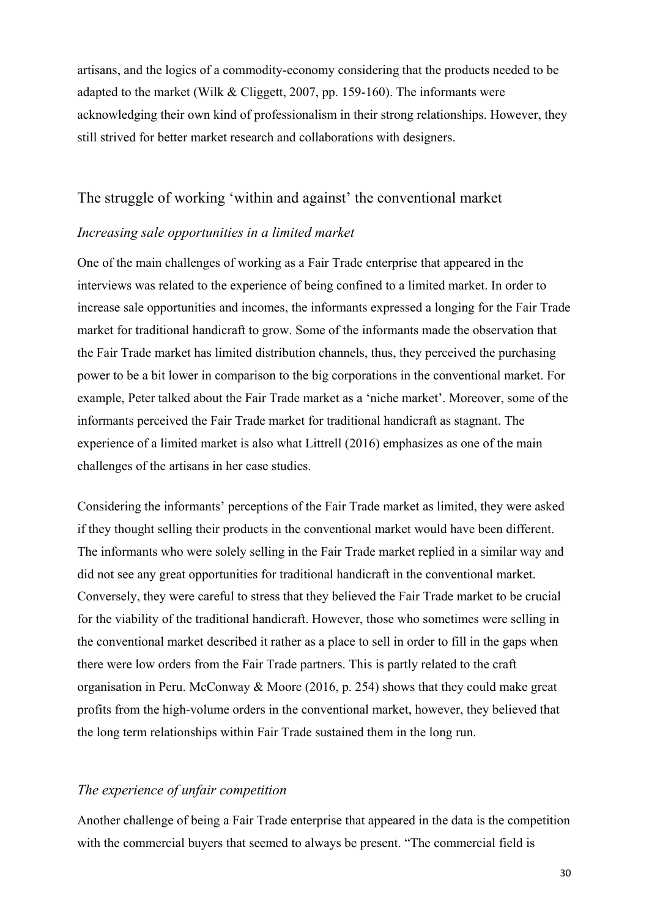artisans, and the logics of a commodity-economy considering that the products needed to be adapted to the market (Wilk & Cliggett, 2007, pp. 159-160). The informants were acknowledging their own kind of professionalism in their strong relationships. However, they still strived for better market research and collaborations with designers.

## The struggle of working 'within and against' the conventional market

### *Increasing sale opportunities in a limited market*

One of the main challenges of working as a Fair Trade enterprise that appeared in the interviews was related to the experience of being confined to a limited market. In order to increase sale opportunities and incomes, the informants expressed a longing for the Fair Trade market for traditional handicraft to grow. Some of the informants made the observation that the Fair Trade market has limited distribution channels, thus, they perceived the purchasing power to be a bit lower in comparison to the big corporations in the conventional market. For example, Peter talked about the Fair Trade market as a 'niche market'. Moreover, some of the informants perceived the Fair Trade market for traditional handicraft as stagnant. The experience of a limited market is also what Littrell (2016) emphasizes as one of the main challenges of the artisans in her case studies.

Considering the informants' perceptions of the Fair Trade market as limited, they were asked if they thought selling their products in the conventional market would have been different. The informants who were solely selling in the Fair Trade market replied in a similar way and did not see any great opportunities for traditional handicraft in the conventional market. Conversely, they were careful to stress that they believed the Fair Trade market to be crucial for the viability of the traditional handicraft. However, those who sometimes were selling in the conventional market described it rather as a place to sell in order to fill in the gaps when there were low orders from the Fair Trade partners. This is partly related to the craft organisation in Peru. McConway & Moore (2016, p. 254) shows that they could make great profits from the high-volume orders in the conventional market, however, they believed that the long term relationships within Fair Trade sustained them in the long run.

### *The experience of unfair competition*

Another challenge of being a Fair Trade enterprise that appeared in the data is the competition with the commercial buyers that seemed to always be present. "The commercial field is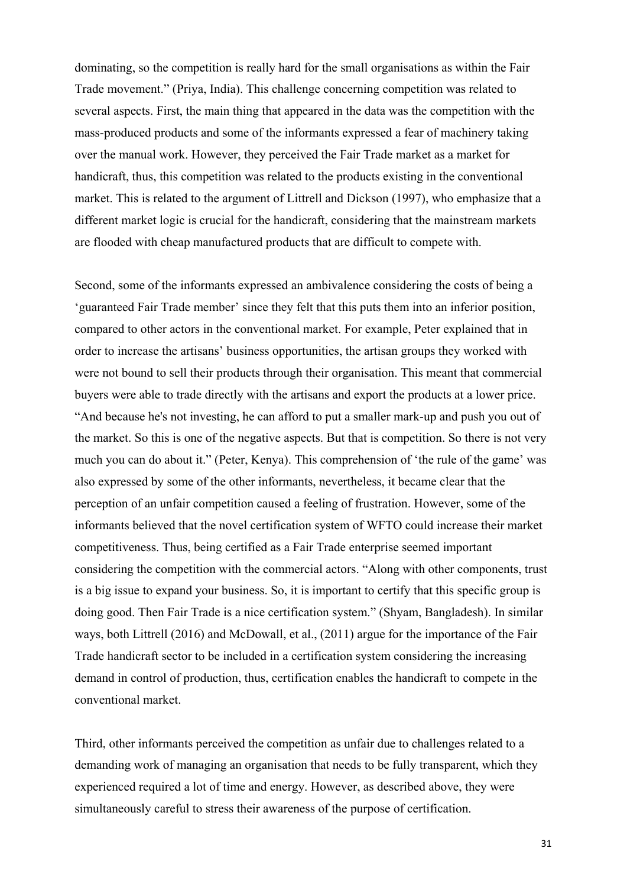dominating, so the competition is really hard for the small organisations as within the Fair Trade movement." (Priya, India). This challenge concerning competition was related to several aspects. First, the main thing that appeared in the data was the competition with the mass-produced products and some of the informants expressed a fear of machinery taking over the manual work. However, they perceived the Fair Trade market as a market for handicraft, thus, this competition was related to the products existing in the conventional market. This is related to the argument of Littrell and Dickson (1997), who emphasize that a different market logic is crucial for the handicraft, considering that the mainstream markets are flooded with cheap manufactured products that are difficult to compete with.

Second, some of the informants expressed an ambivalence considering the costs of being a 'guaranteed Fair Trade member' since they felt that this puts them into an inferior position, compared to other actors in the conventional market. For example, Peter explained that in order to increase the artisans' business opportunities, the artisan groups they worked with were not bound to sell their products through their organisation. This meant that commercial buyers were able to trade directly with the artisans and export the products at a lower price. "And because he's not investing, he can afford to put a smaller mark-up and push you out of the market. So this is one of the negative aspects. But that is competition. So there is not very much you can do about it." (Peter, Kenya). This comprehension of 'the rule of the game' was also expressed by some of the other informants, nevertheless, it became clear that the perception of an unfair competition caused a feeling of frustration. However, some of the informants believed that the novel certification system of WFTO could increase their market competitiveness. Thus, being certified as a Fair Trade enterprise seemed important considering the competition with the commercial actors. "Along with other components, trust is a big issue to expand your business. So, it is important to certify that this specific group is doing good. Then Fair Trade is a nice certification system." (Shyam, Bangladesh). In similar ways, both Littrell (2016) and McDowall, et al., (2011) argue for the importance of the Fair Trade handicraft sector to be included in a certification system considering the increasing demand in control of production, thus, certification enables the handicraft to compete in the conventional market.

Third, other informants perceived the competition as unfair due to challenges related to a demanding work of managing an organisation that needs to be fully transparent, which they experienced required a lot of time and energy. However, as described above, they were simultaneously careful to stress their awareness of the purpose of certification.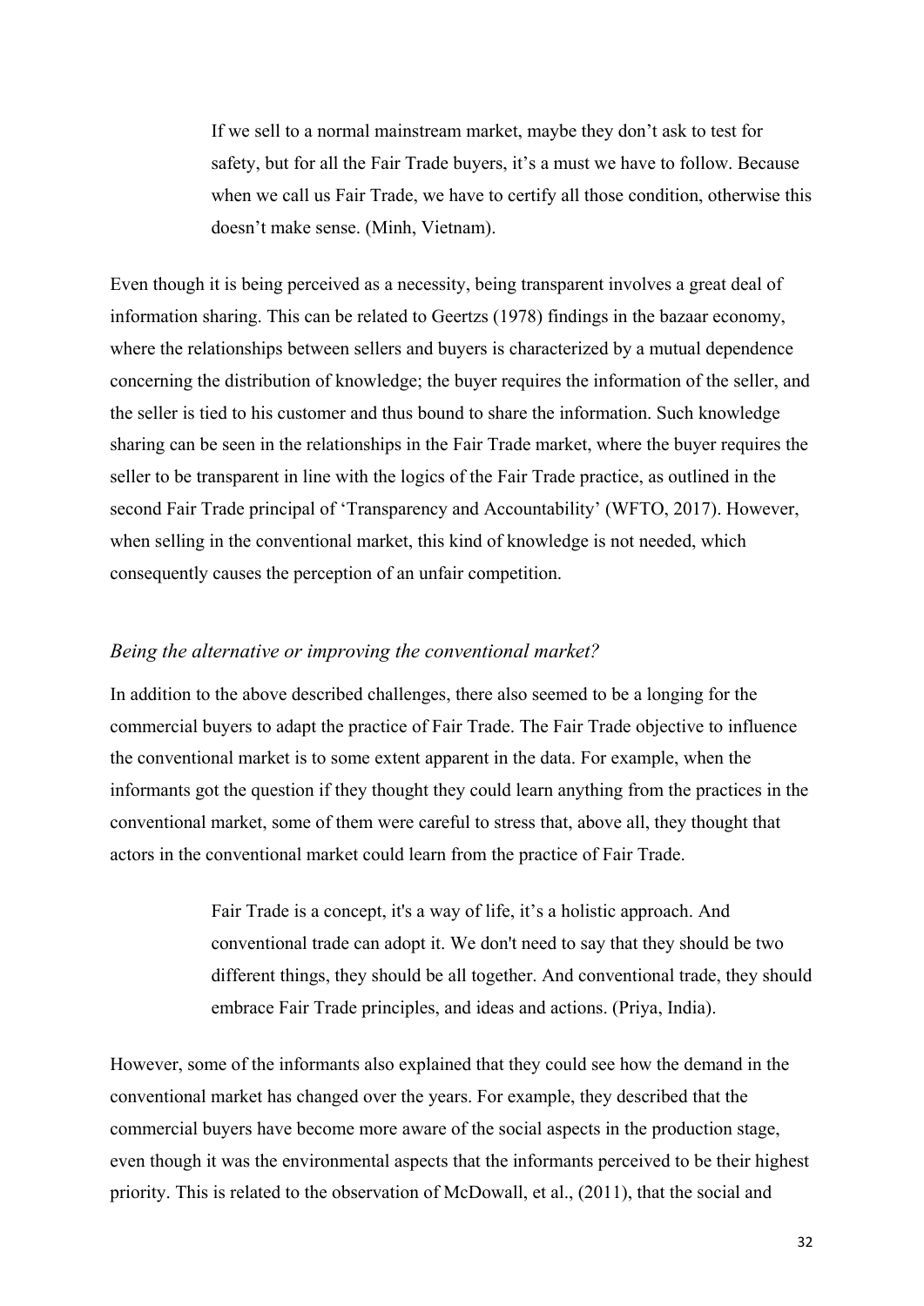> If we sell to a normal mainstream market, maybe they don't ask to test for safety, but for all the Fair Trade buyers, it's a must we have to follow. Because when we call us Fair Trade, we have to certify all those condition, otherwise this doesn't make sense. (Minh, Vietnam).

Even though it is being perceived as a necessity, being transparent involves a great deal of information sharing. This can be related to Geertzs (1978) findings in the bazaar economy, where the relationships between sellers and buyers is characterized by a mutual dependence concerning the distribution of knowledge; the buyer requires the information of the seller, and the seller is tied to his customer and thus bound to share the information. Such knowledge sharing can be seen in the relationships in the Fair Trade market, where the buyer requires the seller to be transparent in line with the logics of the Fair Trade practice, as outlined in the second Fair Trade principal of 'Transparency and Accountability' (WFTO, 2017). However, when selling in the conventional market, this kind of knowledge is not needed, which consequently causes the perception of an unfair competition.

### *Being the alternative or improving the conventional market?*

In addition to the above described challenges, there also seemed to be a longing for the commercial buyers to adapt the practice of Fair Trade. The Fair Trade objective to influence the conventional market is to some extent apparent in the data. For example, when the informants got the question if they thought they could learn anything from the practices in the conventional market, some of them were careful to stress that, above all, they thought that actors in the conventional market could learn from the practice of Fair Trade.

> Fair Trade is a concept, it's a way of life, it's a holistic approach. And conventional trade can adopt it. We don't need to say that they should be two different things, they should be all together. And conventional trade, they should embrace Fair Trade principles, and ideas and actions. (Priya, India).

However, some of the informants also explained that they could see how the demand in the conventional market has changed over the years. For example, they described that the commercial buyers have become more aware of the social aspects in the production stage, even though it was the environmental aspects that the informants perceived to be their highest priority. This is related to the observation of McDowall, et al., (2011), that the social and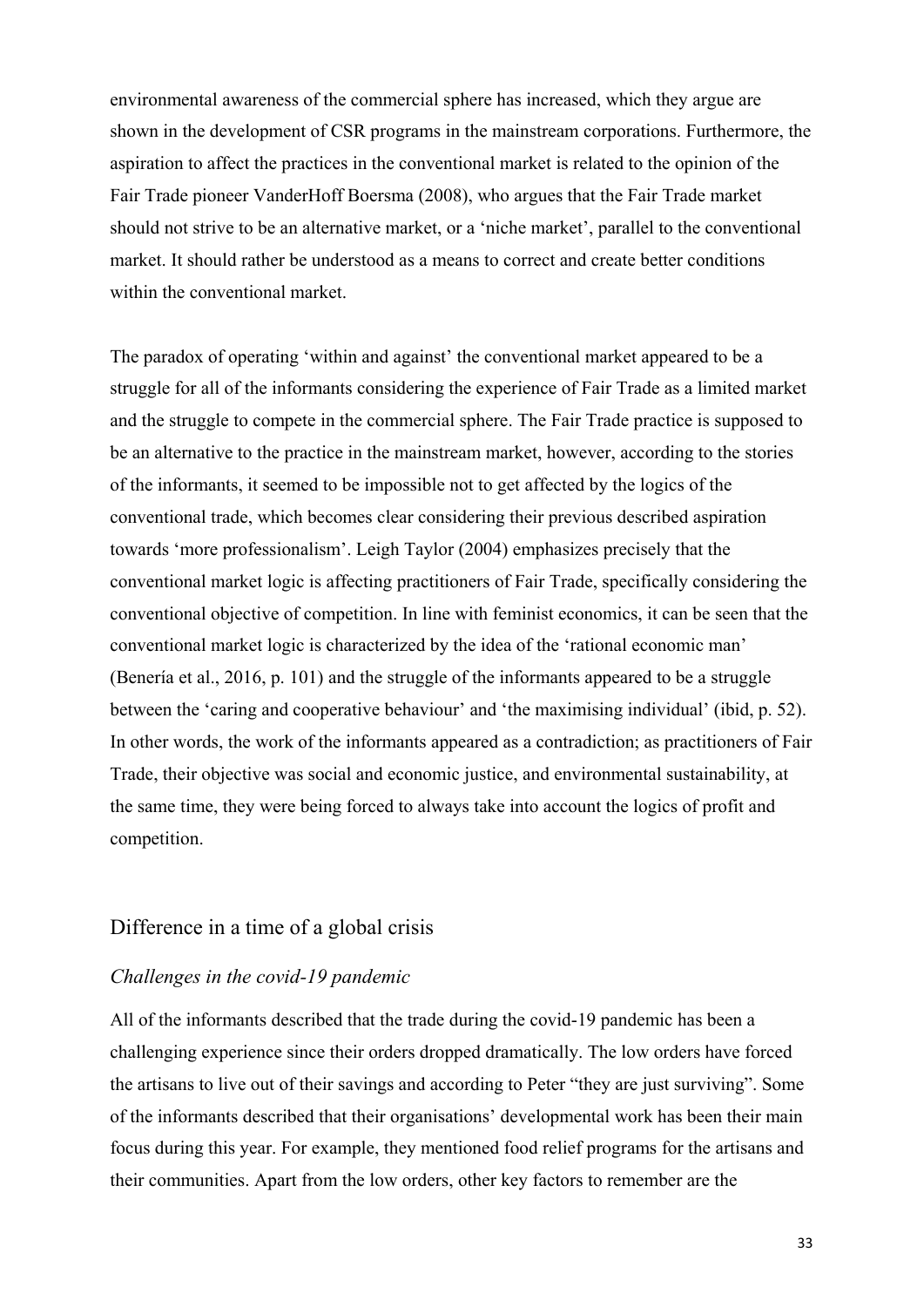environmental awareness of the commercial sphere has increased, which they argue are shown in the development of CSR programs in the mainstream corporations. Furthermore, the aspiration to affect the practices in the conventional market is related to the opinion of the Fair Trade pioneer VanderHoff Boersma (2008), who argues that the Fair Trade market should not strive to be an alternative market, or a 'niche market', parallel to the conventional market. It should rather be understood as a means to correct and create better conditions within the conventional market.

The paradox of operating 'within and against' the conventional market appeared to be a struggle for all of the informants considering the experience of Fair Trade as a limited market and the struggle to compete in the commercial sphere. The Fair Trade practice is supposed to be an alternative to the practice in the mainstream market, however, according to the stories of the informants, it seemed to be impossible not to get affected by the logics of the conventional trade, which becomes clear considering their previous described aspiration towards 'more professionalism'. Leigh Taylor (2004) emphasizes precisely that the conventional market logic is affecting practitioners of Fair Trade, specifically considering the conventional objective of competition. In line with feminist economics, it can be seen that the conventional market logic is characterized by the idea of the 'rational economic man' (Benería et al., 2016, p. 101) and the struggle of the informants appeared to be a struggle between the 'caring and cooperative behaviour' and 'the maximising individual' (ibid, p. 52). In other words, the work of the informants appeared as a contradiction; as practitioners of Fair Trade, their objective was social and economic justice, and environmental sustainability, at the same time, they were being forced to always take into account the logics of profit and competition.

## Difference in a time of a global crisis

### *Challenges in the covid-19 pandemic*

All of the informants described that the trade during the covid-19 pandemic has been a challenging experience since their orders dropped dramatically. The low orders have forced the artisans to live out of their savings and according to Peter "they are just surviving". Some of the informants described that their organisations' developmental work has been their main focus during this year. For example, they mentioned food relief programs for the artisans and their communities. Apart from the low orders, other key factors to remember are the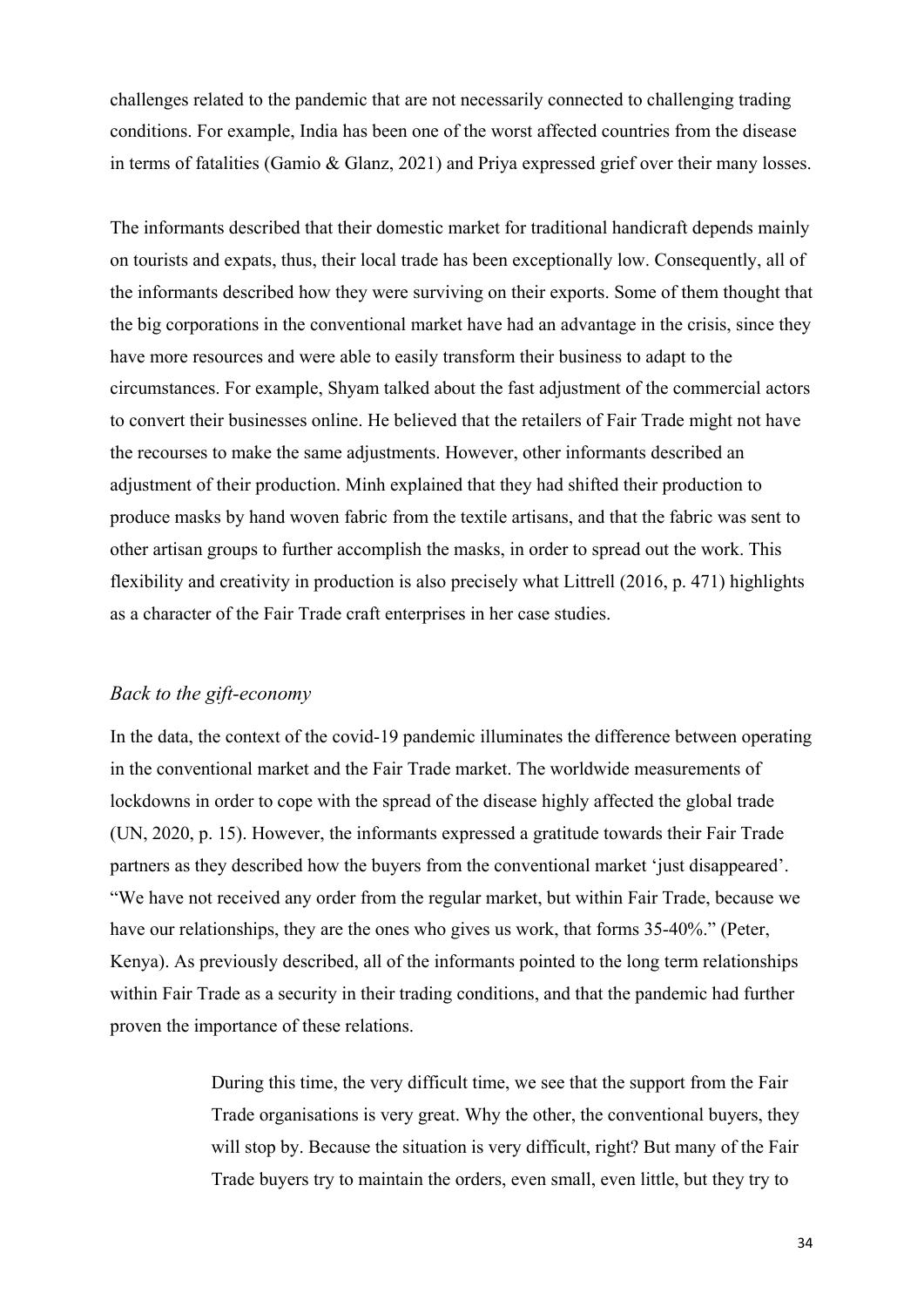challenges related to the pandemic that are not necessarily connected to challenging trading conditions. For example, India has been one of the worst affected countries from the disease in terms of fatalities (Gamio & Glanz, 2021) and Priya expressed grief over their many losses.

The informants described that their domestic market for traditional handicraft depends mainly on tourists and expats, thus, their local trade has been exceptionally low. Consequently, all of the informants described how they were surviving on their exports. Some of them thought that the big corporations in the conventional market have had an advantage in the crisis, since they have more resources and were able to easily transform their business to adapt to the circumstances. For example, Shyam talked about the fast adjustment of the commercial actors to convert their businesses online. He believed that the retailers of Fair Trade might not have the recourses to make the same adjustments. However, other informants described an adjustment of their production. Minh explained that they had shifted their production to produce masks by hand woven fabric from the textile artisans, and that the fabric was sent to other artisan groups to further accomplish the masks, in order to spread out the work. This flexibility and creativity in production is also precisely what Littrell (2016, p. 471) highlights as a character of the Fair Trade craft enterprises in her case studies.

### *Back to the gift-economy*

In the data, the context of the covid-19 pandemic illuminates the difference between operating in the conventional market and the Fair Trade market. The worldwide measurements of lockdowns in order to cope with the spread of the disease highly affected the global trade (UN, 2020, p. 15). However, the informants expressed a gratitude towards their Fair Trade partners as they described how the buyers from the conventional market 'just disappeared'. "We have not received any order from the regular market, but within Fair Trade, because we have our relationships, they are the ones who gives us work, that forms 35-40%." (Peter, Kenya). As previously described, all of the informants pointed to the long term relationships within Fair Trade as a security in their trading conditions, and that the pandemic had further proven the importance of these relations.

> During this time, the very difficult time, we see that the support from the Fair Trade organisations is very great. Why the other, the conventional buyers, they will stop by. Because the situation is very difficult, right? But many of the Fair Trade buyers try to maintain the orders, even small, even little, but they try to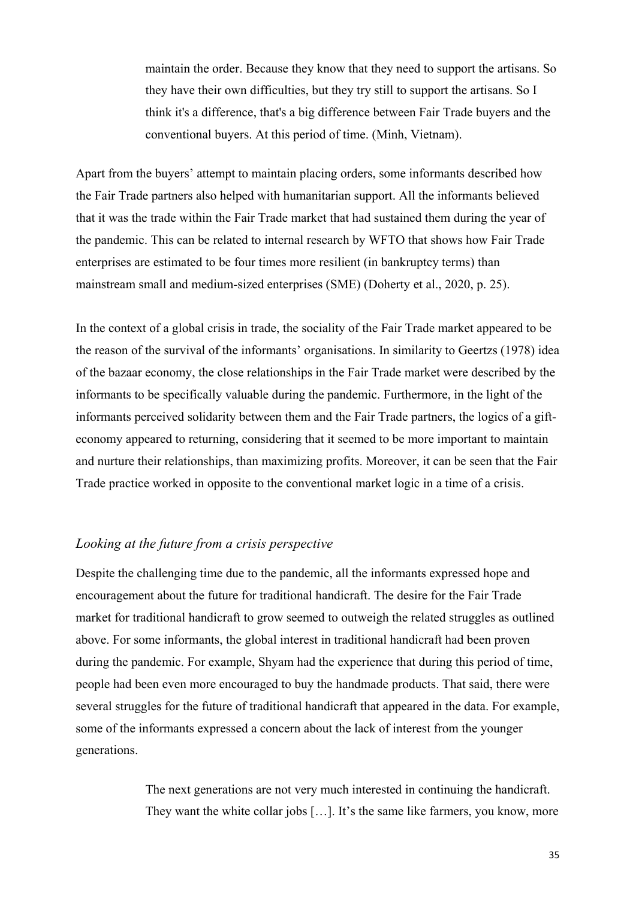> maintain the order. Because they know that they need to support the artisans. So they have their own difficulties, but they try still to support the artisans. So I think it's a difference, that's a big difference between Fair Trade buyers and the conventional buyers. At this period of time. (Minh, Vietnam).

Apart from the buyers' attempt to maintain placing orders, some informants described how the Fair Trade partners also helped with humanitarian support. All the informants believed that it was the trade within the Fair Trade market that had sustained them during the year of the pandemic. This can be related to internal research by WFTO that shows how Fair Trade enterprises are estimated to be four times more resilient (in bankruptcy terms) than mainstream small and medium-sized enterprises (SME) (Doherty et al., 2020, p. 25).

In the context of a global crisis in trade, the sociality of the Fair Trade market appeared to be the reason of the survival of the informants' organisations. In similarity to Geertzs (1978) idea of the bazaar economy, the close relationships in the Fair Trade market were described by the informants to be specifically valuable during the pandemic. Furthermore, in the light of the informants perceived solidarity between them and the Fair Trade partners, the logics of a gift-economy appeared to returning, considering that it seemed to be more important to maintain and nurture their relationships, than maximizing profits. Moreover, it can be seen that the Fair Trade practice worked in opposite to the conventional market logic in a time of a crisis.

### *Looking at the future from a crisis perspective*

Despite the challenging time due to the pandemic, all the informants expressed hope and encouragement about the future for traditional handicraft. The desire for the Fair Trade market for traditional handicraft to grow seemed to outweigh the related struggles as outlined above. For some informants, the global interest in traditional handicraft had been proven during the pandemic. For example, Shyam had the experience that during this period of time, people had been even more encouraged to buy the handmade products. That said, there were several struggles for the future of traditional handicraft that appeared in the data. For example, some of the informants expressed a concern about the lack of interest from the younger generations.

> The next generations are not very much interested in continuing the handicraft. They want the white collar jobs […]. It's the same like farmers, you know, more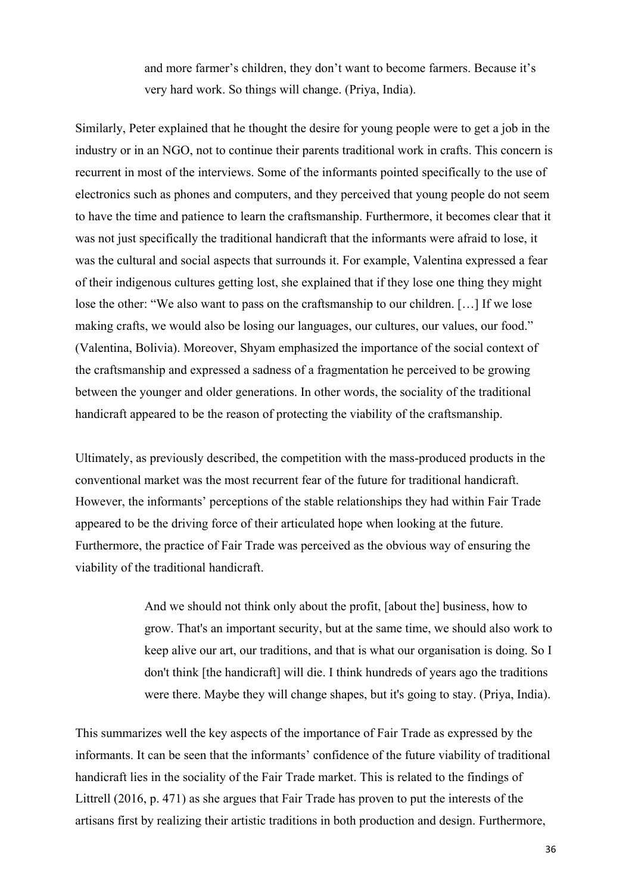> and more farmer's children, they don't want to become farmers. Because it's very hard work. So things will change. (Priya, India).

Similarly, Peter explained that he thought the desire for young people were to get a job in the industry or in an NGO, not to continue their parents traditional work in crafts. This concern is recurrent in most of the interviews. Some of the informants pointed specifically to the use of electronics such as phones and computers, and they perceived that young people do not seem to have the time and patience to learn the craftsmanship. Furthermore, it becomes clear that it was not just specifically the traditional handicraft that the informants were afraid to lose, it was the cultural and social aspects that surrounds it. For example, Valentina expressed a fear of their indigenous cultures getting lost, she explained that if they lose one thing they might lose the other: "We also want to pass on the craftsmanship to our children. […] If we lose making crafts, we would also be losing our languages, our cultures, our values, our food." (Valentina, Bolivia). Moreover, Shyam emphasized the importance of the social context of the craftsmanship and expressed a sadness of a fragmentation he perceived to be growing between the younger and older generations. In other words, the sociality of the traditional handicraft appeared to be the reason of protecting the viability of the craftsmanship.

Ultimately, as previously described, the competition with the mass-produced products in the conventional market was the most recurrent fear of the future for traditional handicraft. However, the informants' perceptions of the stable relationships they had within Fair Trade appeared to be the driving force of their articulated hope when looking at the future. Furthermore, the practice of Fair Trade was perceived as the obvious way of ensuring the viability of the traditional handicraft.

> And we should not think only about the profit, [about the] business, how to grow. That's an important security, but at the same time, we should also work to keep alive our art, our traditions, and that is what our organisation is doing. So I don't think [the handicraft] will die. I think hundreds of years ago the traditions were there. Maybe they will change shapes, but it's going to stay. (Priya, India).

This summarizes well the key aspects of the importance of Fair Trade as expressed by the informants. It can be seen that the informants' confidence of the future viability of traditional handicraft lies in the sociality of the Fair Trade market. This is related to the findings of Littrell (2016, p. 471) as she argues that Fair Trade has proven to put the interests of the artisans first by realizing their artistic traditions in both production and design. Furthermore,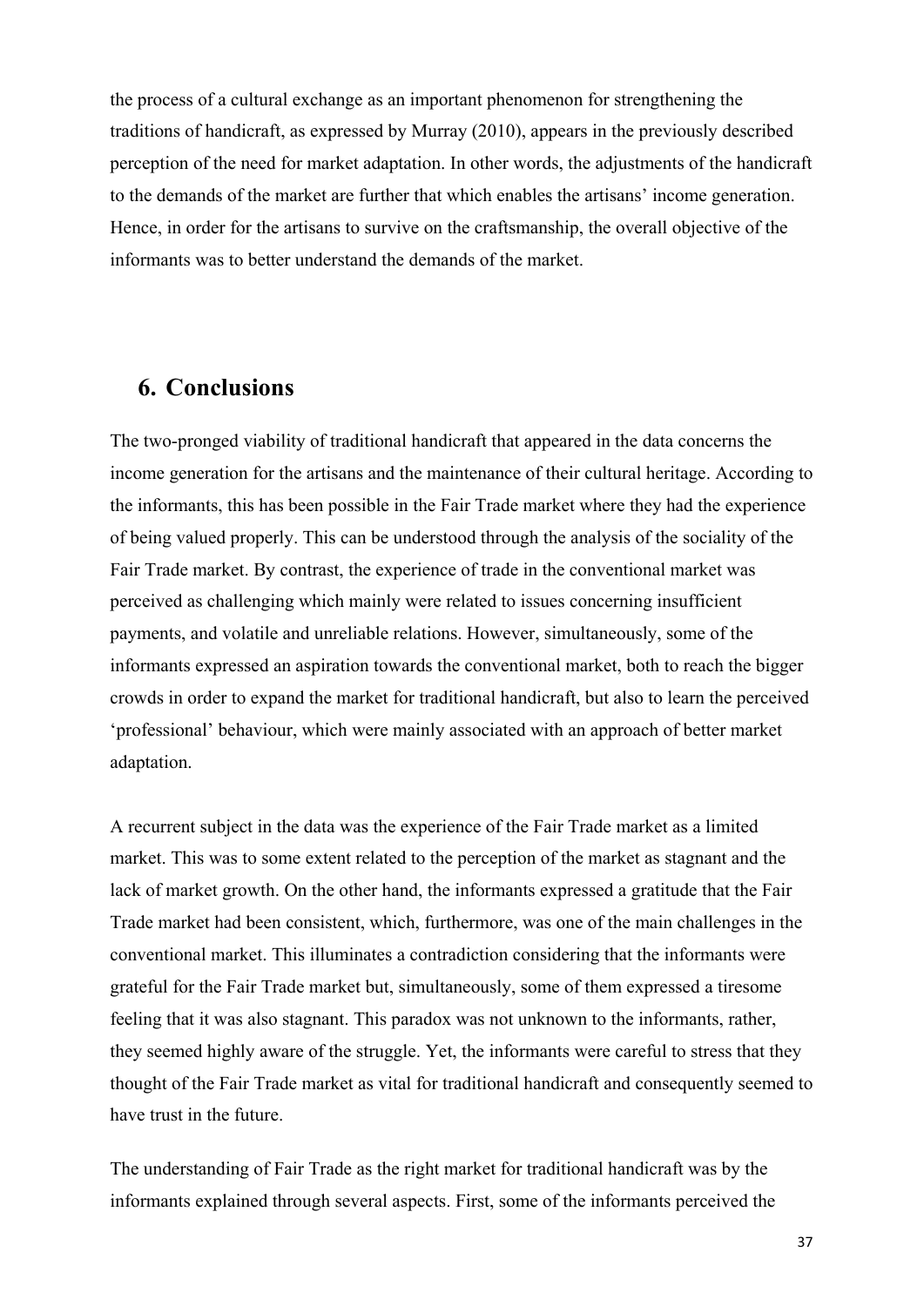the process of a cultural exchange as an important phenomenon for strengthening the traditions of handicraft, as expressed by Murray (2010), appears in the previously described perception of the need for market adaptation. In other words, the adjustments of the handicraft to the demands of the market are further that which enables the artisans' income generation. Hence, in order for the artisans to survive on the craftsmanship, the overall objective of the informants was to better understand the demands of the market.

## 6. Conclusions

The two-pronged viability of traditional handicraft that appeared in the data concerns the income generation for the artisans and the maintenance of their cultural heritage. According to the informants, this has been possible in the Fair Trade market where they had the experience of being valued properly. This can be understood through the analysis of the sociality of the Fair Trade market. By contrast, the experience of trade in the conventional market was perceived as challenging which mainly were related to issues concerning insufficient payments, and volatile and unreliable relations. However, simultaneously, some of the informants expressed an aspiration towards the conventional market, both to reach the bigger crowds in order to expand the market for traditional handicraft, but also to learn the perceived 'professional' behaviour, which were mainly associated with an approach of better market adaptation.

A recurrent subject in the data was the experience of the Fair Trade market as a limited market. This was to some extent related to the perception of the market as stagnant and the lack of market growth. On the other hand, the informants expressed a gratitude that the Fair Trade market had been consistent, which, furthermore, was one of the main challenges in the conventional market. This illuminates a contradiction considering that the informants were grateful for the Fair Trade market but, simultaneously, some of them expressed a tiresome feeling that it was also stagnant. This paradox was not unknown to the informants, rather, they seemed highly aware of the struggle. Yet, the informants were careful to stress that they thought of the Fair Trade market as vital for traditional handicraft and consequently seemed to have trust in the future.

The understanding of Fair Trade as the right market for traditional handicraft was by the informants explained through several aspects. First, some of the informants perceived the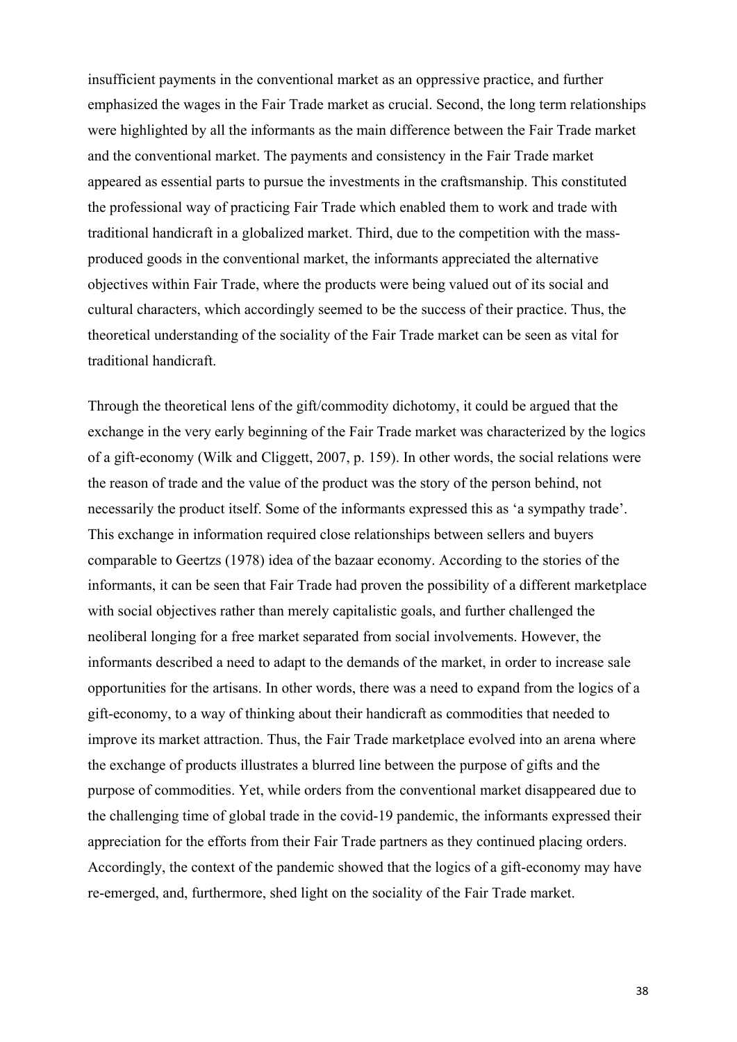insufficient payments in the conventional market as an oppressive practice, and further emphasized the wages in the Fair Trade market as crucial. Second, the long term relationships were highlighted by all the informants as the main difference between the Fair Trade market and the conventional market. The payments and consistency in the Fair Trade market appeared as essential parts to pursue the investments in the craftsmanship. This constituted the professional way of practicing Fair Trade which enabled them to work and trade with traditional handicraft in a globalized market. Third, due to the competition with the mass-produced goods in the conventional market, the informants appreciated the alternative objectives within Fair Trade, where the products were being valued out of its social and cultural characters, which accordingly seemed to be the success of their practice. Thus, the theoretical understanding of the sociality of the Fair Trade market can be seen as vital for traditional handicraft.

Through the theoretical lens of the gift/commodity dichotomy, it could be argued that the exchange in the very early beginning of the Fair Trade market was characterized by the logics of a gift-economy (Wilk and Cliggett, 2007, p. 159). In other words, the social relations were the reason of trade and the value of the product was the story of the person behind, not necessarily the product itself. Some of the informants expressed this as 'a sympathy trade'. This exchange in information required close relationships between sellers and buyers comparable to Geertzs (1978) idea of the bazaar economy. According to the stories of the informants, it can be seen that Fair Trade had proven the possibility of a different marketplace with social objectives rather than merely capitalistic goals, and further challenged the neoliberal longing for a free market separated from social involvements. However, the informants described a need to adapt to the demands of the market, in order to increase sale opportunities for the artisans. In other words, there was a need to expand from the logics of a gift-economy, to a way of thinking about their handicraft as commodities that needed to improve its market attraction. Thus, the Fair Trade marketplace evolved into an arena where the exchange of products illustrates a blurred line between the purpose of gifts and the purpose of commodities. Yet, while orders from the conventional market disappeared due to the challenging time of global trade in the covid-19 pandemic, the informants expressed their appreciation for the efforts from their Fair Trade partners as they continued placing orders. Accordingly, the context of the pandemic showed that the logics of a gift-economy may have re-emerged, and, furthermore, shed light on the sociality of the Fair Trade market.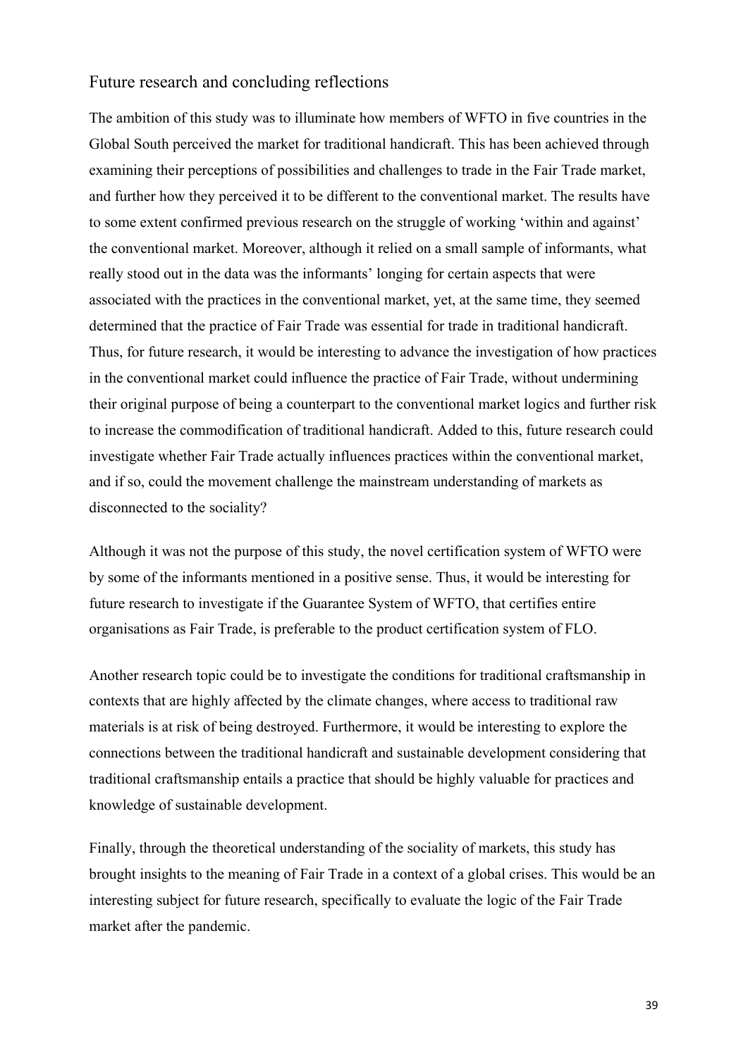## Future research and concluding reflections

The ambition of this study was to illuminate how members of WFTO in five countries in the Global South perceived the market for traditional handicraft. This has been achieved through examining their perceptions of possibilities and challenges to trade in the Fair Trade market, and further how they perceived it to be different to the conventional market. The results have to some extent confirmed previous research on the struggle of working 'within and against' the conventional market. Moreover, although it relied on a small sample of informants, what really stood out in the data was the informants' longing for certain aspects that were associated with the practices in the conventional market, yet, at the same time, they seemed determined that the practice of Fair Trade was essential for trade in traditional handicraft. Thus, for future research, it would be interesting to advance the investigation of how practices in the conventional market could influence the practice of Fair Trade, without undermining their original purpose of being a counterpart to the conventional market logics and further risk to increase the commodification of traditional handicraft. Added to this, future research could investigate whether Fair Trade actually influences practices within the conventional market, and if so, could the movement challenge the mainstream understanding of markets as disconnected to the sociality?

Although it was not the purpose of this study, the novel certification system of WFTO were by some of the informants mentioned in a positive sense. Thus, it would be interesting for future research to investigate if the Guarantee System of WFTO, that certifies entire organisations as Fair Trade, is preferable to the product certification system of FLO.

Another research topic could be to investigate the conditions for traditional craftsmanship in contexts that are highly affected by the climate changes, where access to traditional raw materials is at risk of being destroyed. Furthermore, it would be interesting to explore the connections between the traditional handicraft and sustainable development considering that traditional craftsmanship entails a practice that should be highly valuable for practices and knowledge of sustainable development.

Finally, through the theoretical understanding of the sociality of markets, this study has brought insights to the meaning of Fair Trade in a context of a global crises. This would be an interesting subject for future research, specifically to evaluate the logic of the Fair Trade market after the pandemic.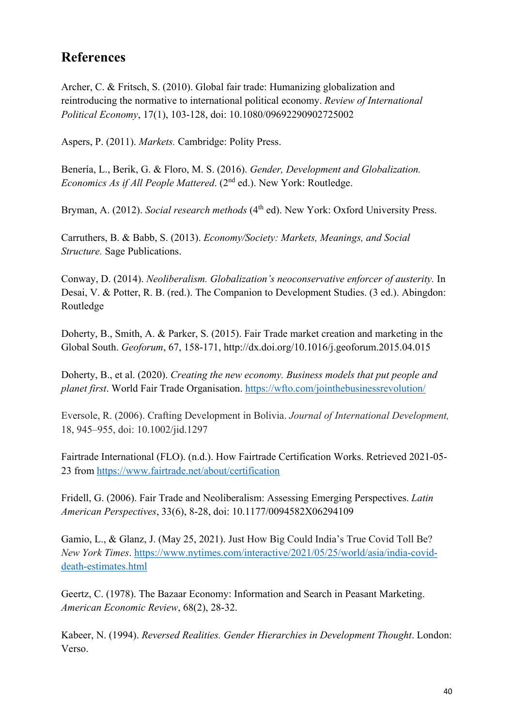## References

Archer, C. & Fritsch, S. (2010). Global fair trade: Humanizing globalization and reintroducing the normative to international political economy. *Review of International Political Economy*, 17(1), 103-128, doi: 10.1080/09692290902725002

Aspers, P. (2011). *Markets.* Cambridge: Polity Press.

Benería, L., Berik, G. & Floro, M. S. (2016). *Gender, Development and Globalization. Economics As if All People Mattered*. (2nd ed.). New York: Routledge.

Bryman, A. (2012). *Social research methods* (4th ed). New York: Oxford University Press.

Carruthers, B. & Babb, S. (2013). *Economy/Society: Markets, Meanings, and Social Structure.* Sage Publications.

Conway, D. (2014). *Neoliberalism. Globalization's neoconservative enforcer of austerity.* In Desai, V. & Potter, R. B. (red.). The Companion to Development Studies. (3 ed.). Abingdon: Routledge

Doherty, B., Smith, A. & Parker, S. (2015). Fair Trade market creation and marketing in the Global South. *Geoforum*, 67, 158-171, http://dx.doi.org/10.1016/j.geoforum.2015.04.015

Doherty, B., et al. (2020). *Creating the new economy. Business models that put people and planet first*. World Fair Trade Organisation. https://wfto.com/jointhebusinessrevolution/

Eversole, R. (2006). Crafting Development in Bolivia. *Journal of International Development,* 18, 945–955, doi: 10.1002/jid.1297

Fairtrade International (FLO). (n.d.). How Fairtrade Certification Works. Retrieved 2021-05-23 from https://www.fairtrade.net/about/certification

Fridell, G. (2006). Fair Trade and Neoliberalism: Assessing Emerging Perspectives. *Latin American Perspectives*, 33(6), 8-28, doi: 10.1177/0094582X06294109

Gamio, L., & Glanz, J. (May 25, 2021). Just How Big Could India's True Covid Toll Be? *New York Times*. https://www.nytimes.com/interactive/2021/05/25/world/asia/india-covid-death-estimates.html

Geertz, C. (1978). The Bazaar Economy: Information and Search in Peasant Marketing. *American Economic Review*, 68(2), 28-32.

Kabeer, N. (1994). *Reversed Realities. Gender Hierarchies in Development Thought*. London: Verso.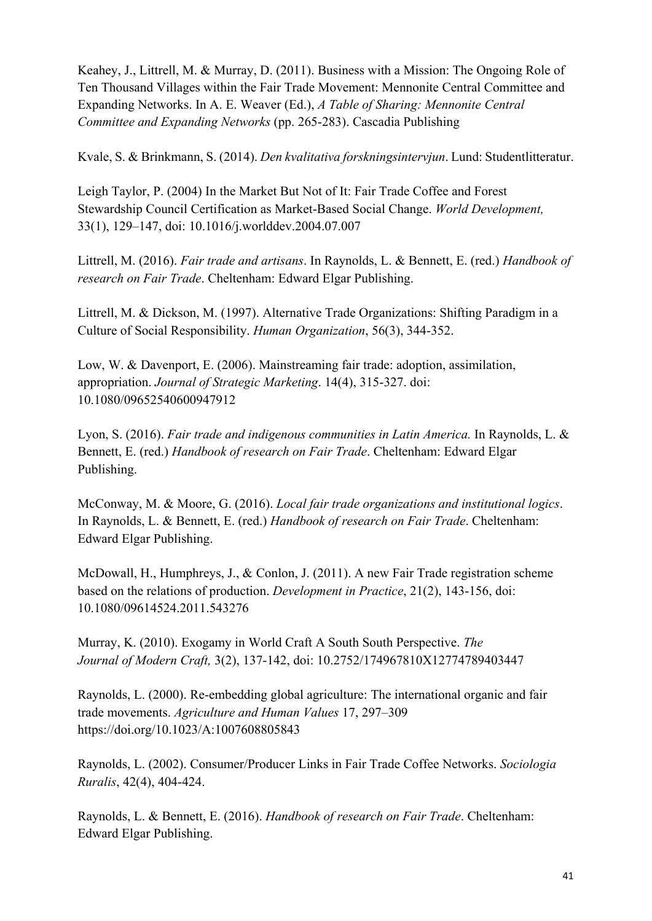Keahey, J., Littrell, M. & Murray, D. (2011). Business with a Mission: The Ongoing Role of Ten Thousand Villages within the Fair Trade Movement: Mennonite Central Committee and Expanding Networks. In A. E. Weaver (Ed.), *A Table of Sharing: Mennonite Central Committee and Expanding Networks* (pp. 265-283). Cascadia Publishing

Kvale, S. & Brinkmann, S. (2014). *Den kvalitativa forskningsintervjun*. Lund: Studentlitteratur.

Leigh Taylor, P. (2004) In the Market But Not of It: Fair Trade Coffee and Forest Stewardship Council Certification as Market-Based Social Change. *World Development,* 33(1), 129–147, doi: 10.1016/j.worlddev.2004.07.007

Littrell, M. (2016). *Fair trade and artisans*. In Raynolds, L. & Bennett, E. (red.) *Handbook of research on Fair Trade*. Cheltenham: Edward Elgar Publishing.

Littrell, M. & Dickson, M. (1997). Alternative Trade Organizations: Shifting Paradigm in a Culture of Social Responsibility. *Human Organization*, 56(3), 344-352.

Low, W. & Davenport, E. (2006). Mainstreaming fair trade: adoption, assimilation, appropriation. *Journal of Strategic Marketing*. 14(4), 315-327. doi: 10.1080/09652540600947912

Lyon, S. (2016). *Fair trade and indigenous communities in Latin America.* In Raynolds, L. & Bennett, E. (red.) *Handbook of research on Fair Trade*. Cheltenham: Edward Elgar Publishing.

McConway, M. & Moore, G. (2016). *Local fair trade organizations and institutional logics*. In Raynolds, L. & Bennett, E. (red.) *Handbook of research on Fair Trade*. Cheltenham: Edward Elgar Publishing.

McDowall, H., Humphreys, J., & Conlon, J. (2011). A new Fair Trade registration scheme based on the relations of production. *Development in Practice*, 21(2), 143-156, doi: 10.1080/09614524.2011.543276

Murray, K. (2010). Exogamy in World Craft A South South Perspective. *The Journal of Modern Craft,* 3(2), 137-142, doi: 10.2752/174967810X12774789403447

Raynolds, L. (2000). Re-embedding global agriculture: The international organic and fair trade movements. *Agriculture and Human Values* 17, 297–309 https://doi.org/10.1023/A:1007608805843

Raynolds, L. (2002). Consumer/Producer Links in Fair Trade Coffee Networks. *Sociologia Ruralis*, 42(4), 404-424.

Raynolds, L. & Bennett, E. (2016). *Handbook of research on Fair Trade*. Cheltenham: Edward Elgar Publishing.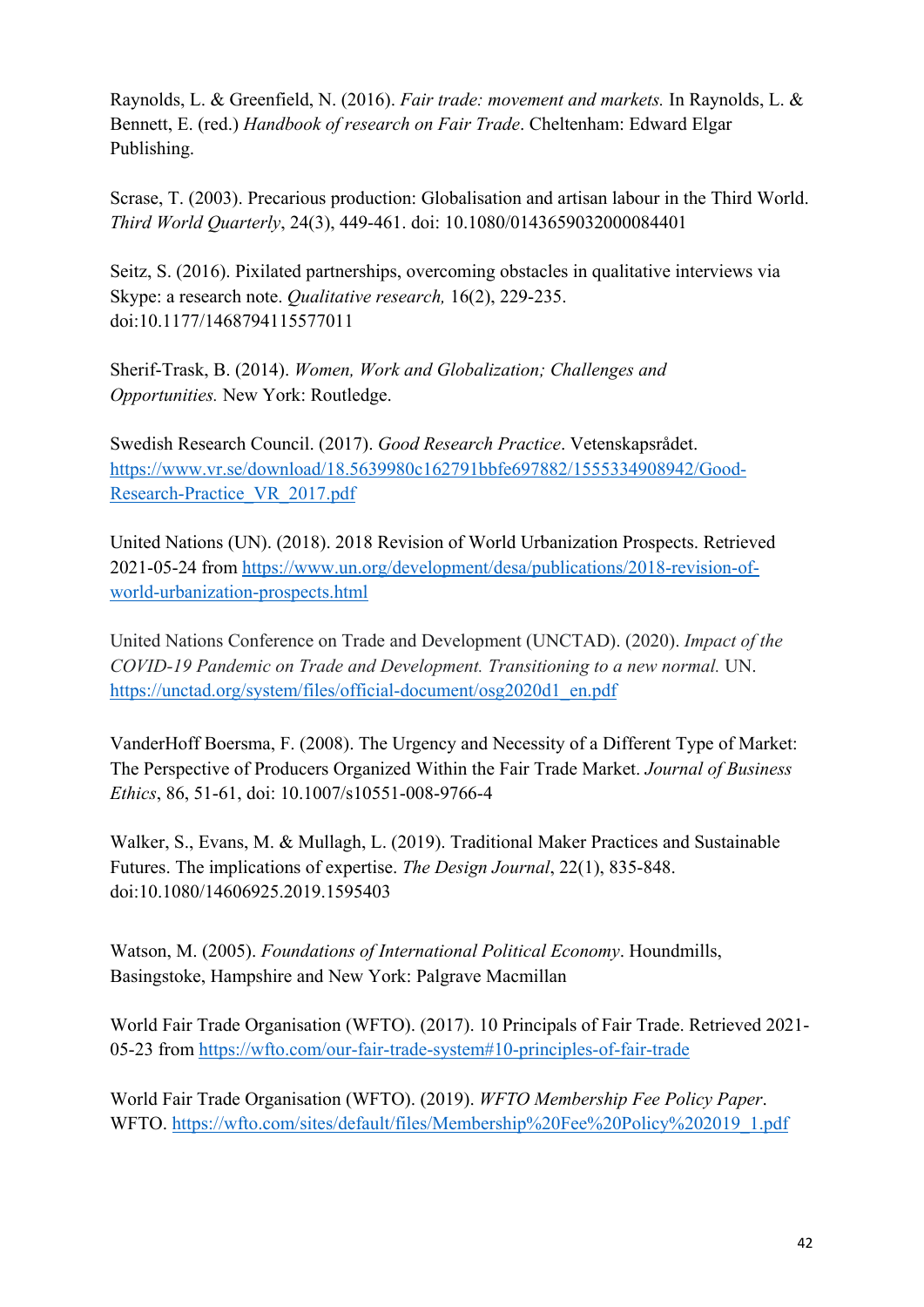Raynolds, L. & Greenfield, N. (2016). *Fair trade: movement and markets.* In Raynolds, L. & Bennett, E. (red.) *Handbook of research on Fair Trade*. Cheltenham: Edward Elgar Publishing.

Scrase, T. (2003). Precarious production: Globalisation and artisan labour in the Third World. *Third World Quarterly*, 24(3), 449-461. doi: 10.1080/0143659032000084401

Seitz, S. (2016). Pixilated partnerships, overcoming obstacles in qualitative interviews via Skype: a research note. *Qualitative research,* 16(2), 229-235. doi:10.1177/1468794115577011

Sherif-Trask, B. (2014). *Women, Work and Globalization; Challenges and Opportunities.* New York: Routledge.

Swedish Research Council. (2017). *Good Research Practice*. Vetenskapsrådet. https://www.vr.se/download/18.5639980c162791bbfe697882/1555334908942/Good-Research-Practice_VR_2017.pdf

United Nations (UN). (2018). 2018 Revision of World Urbanization Prospects. Retrieved 2021-05-24 from https://www.un.org/development/desa/publications/2018-revision-of-world-urbanization-prospects.html

United Nations Conference on Trade and Development (UNCTAD). (2020). *Impact of the COVID-19 Pandemic on Trade and Development. Transitioning to a new normal.* UN. https://unctad.org/system/files/official-document/osg2020d1_en.pdf

VanderHoff Boersma, F. (2008). The Urgency and Necessity of a Different Type of Market: The Perspective of Producers Organized Within the Fair Trade Market. *Journal of Business Ethics*, 86, 51-61, doi: 10.1007/s10551-008-9766-4

Walker, S., Evans, M. & Mullagh, L. (2019). Traditional Maker Practices and Sustainable Futures. The implications of expertise. *The Design Journal*, 22(1), 835-848. doi:10.1080/14606925.2019.1595403

Watson, M. (2005). *Foundations of International Political Economy*. Houndmills, Basingstoke, Hampshire and New York: Palgrave Macmillan

World Fair Trade Organisation (WFTO). (2017). 10 Principals of Fair Trade. Retrieved 2021-05-23 from https://wfto.com/our-fair-trade-system#10-principles-of-fair-trade

World Fair Trade Organisation (WFTO). (2019). *WFTO Membership Fee Policy Paper*. WFTO. https://wfto.com/sites/default/files/Membership%20Fee%20Policy%202019_1.pdf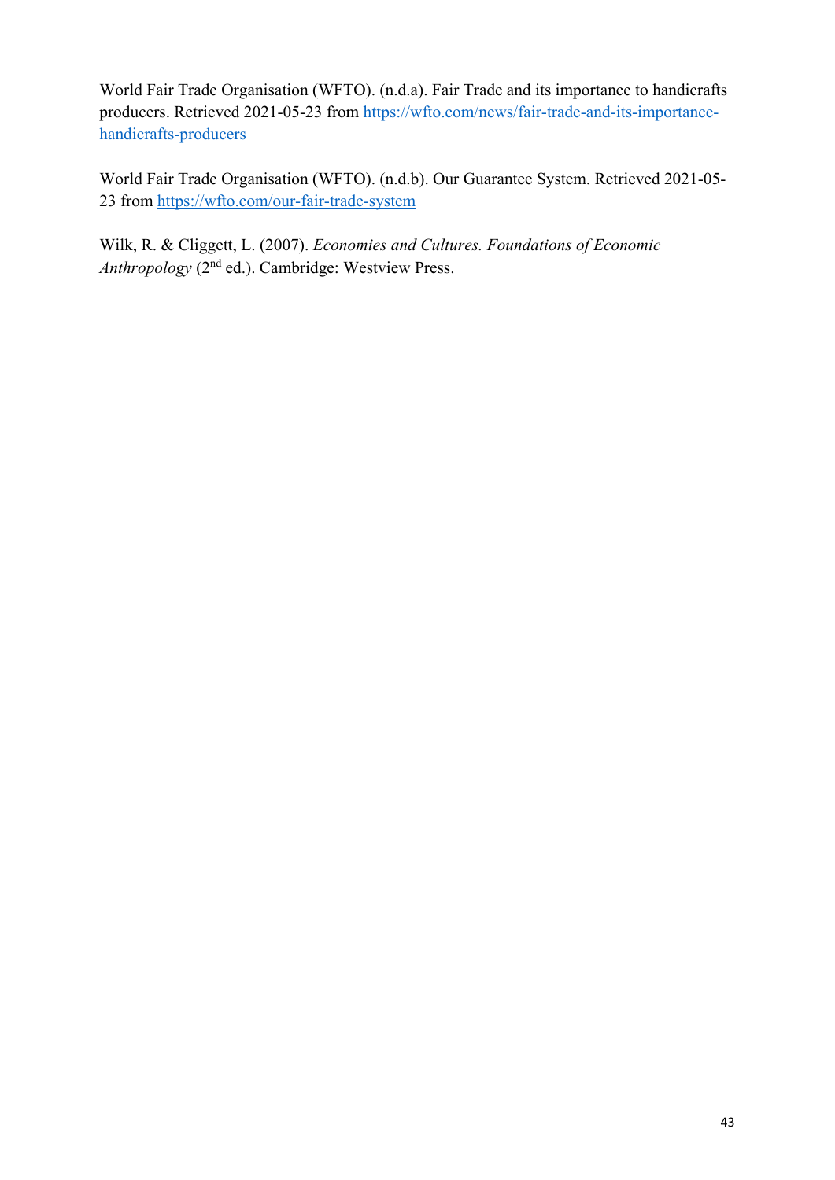World Fair Trade Organisation (WFTO). (n.d.a). Fair Trade and its importance to handicrafts producers. Retrieved 2021-05-23 from https://wfto.com/news/fair-trade-and-its-importance-handicrafts-producers

World Fair Trade Organisation (WFTO). (n.d.b). Our Guarantee System. Retrieved 2021-05-23 from https://wfto.com/our-fair-trade-system

Wilk, R. & Cliggett, L. (2007). *Economies and Cultures. Foundations of Economic Anthropology* (2nd ed.). Cambridge: Westview Press.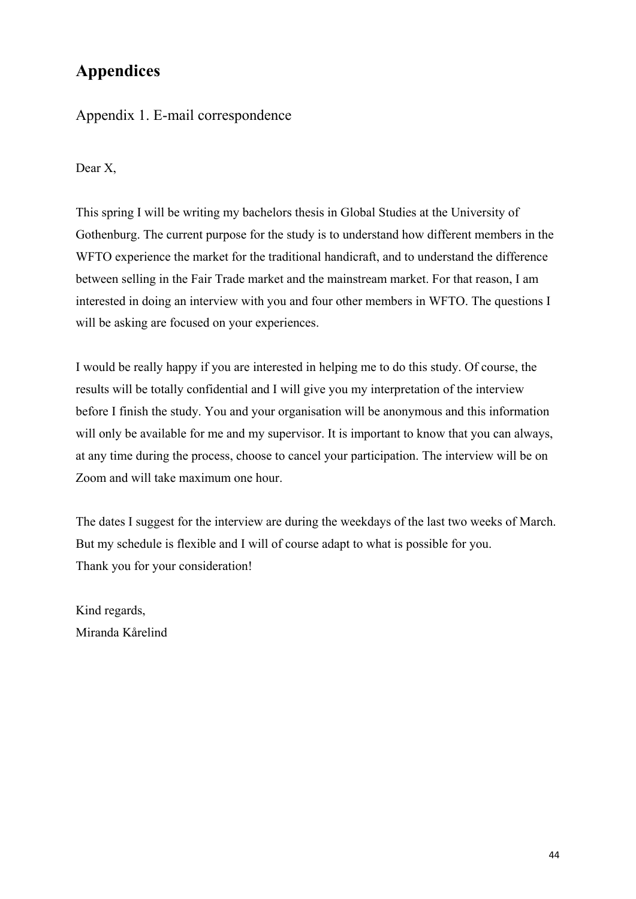# Appendices

## Appendix 1. E-mail correspondence

Dear X,

This spring I will be writing my bachelors thesis in Global Studies at the University of Gothenburg. The current purpose for the study is to understand how different members in the WFTO experience the market for the traditional handicraft, and to understand the difference between selling in the Fair Trade market and the mainstream market. For that reason, I am interested in doing an interview with you and four other members in WFTO. The questions I will be asking are focused on your experiences.

I would be really happy if you are interested in helping me to do this study. Of course, the results will be totally confidential and I will give you my interpretation of the interview before I finish the study. You and your organisation will be anonymous and this information will only be available for me and my supervisor. It is important to know that you can always, at any time during the process, choose to cancel your participation. The interview will be on Zoom and will take maximum one hour.

The dates I suggest for the interview are during the weekdays of the last two weeks of March. But my schedule is flexible and I will of course adapt to what is possible for you.
Thank you for your consideration!

Kind regards,
Miranda Kårelind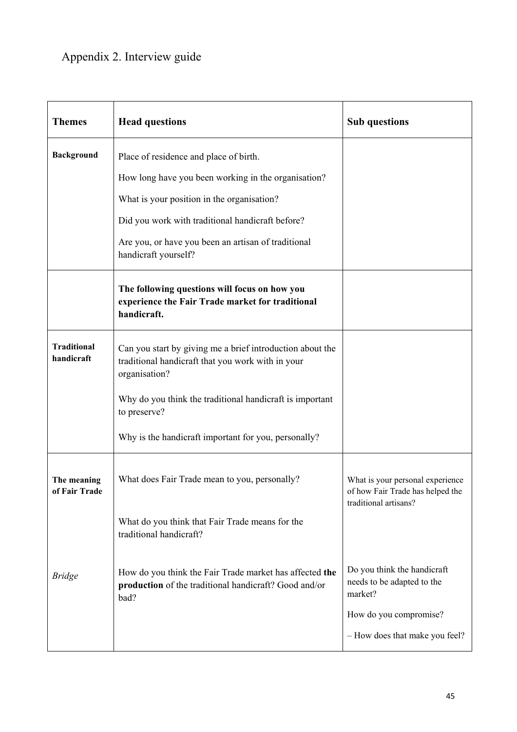# Appendix 2. Interview guide

| Themes | Head questions | Sub questions |
|---|---|---|
| **Background** | Place of residence and place of birth.<br>How long have you been working in the organisation?<br>What is your position in the organisation?<br>Did you work with traditional handicraft before?<br>Are you, or have you been an artisan of traditional handicraft yourself? | |
| | **The following questions will focus on how you experience the Fair Trade market for traditional handicraft.** | |
| **Traditional handicraft** | Can you start by giving me a brief introduction about the traditional handicraft that you work with in your organisation?<br>Why do you think the traditional handicraft is important to preserve?<br>Why is the handicraft important for you, personally? | |
| **The meaning of Fair Trade** | What does Fair Trade mean to you, personally?<br>What do you think that Fair Trade means for the traditional handicraft? | What is your personal experience of how Fair Trade has helped the traditional artisans? |
| *Bridge* | How do you think the Fair Trade market has affected **the production** of the traditional handicraft? Good and/or bad? | Do you think the handicraft needs to be adapted to the market?<br>How do you compromise?<br>– How does that make you feel? |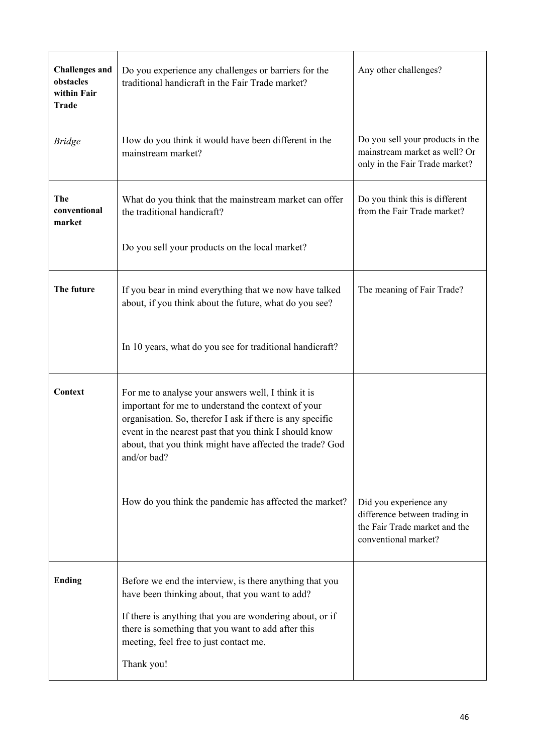| | | |
|---|---|---|
| **Challenges and obstacles within Fair Trade** | Do you experience any challenges or barriers for the traditional handicraft in the Fair Trade market? | Any other challenges? |
| *Bridge* | How do you think it would have been different in the mainstream market? | Do you sell your products in the mainstream market as well? Or only in the Fair Trade market? |
| **The conventional market** | What do you think that the mainstream market can offer the traditional handicraft?<br><br>Do you sell your products on the local market? | Do you think this is different from the Fair Trade market? |
| **The future** | If you bear in mind everything that we now have talked about, if you think about the future, what do you see?<br><br>In 10 years, what do you see for traditional handicraft? | The meaning of Fair Trade? |
| **Context** | For me to analyse your answers well, I think it is important for me to understand the context of your organisation. So, therefor I ask if there is any specific event in the nearest past that you think I should know about, that you think might have affected the trade? God and/or bad?<br><br>How do you think the pandemic has affected the market? | Did you experience any difference between trading in the Fair Trade market and the conventional market? |
| **Ending** | Before we end the interview, is there anything that you have been thinking about, that you want to add?<br><br>If there is anything that you are wondering about, or if there is something that you want to add after this meeting, feel free to just contact me.<br><br>Thank you! | |